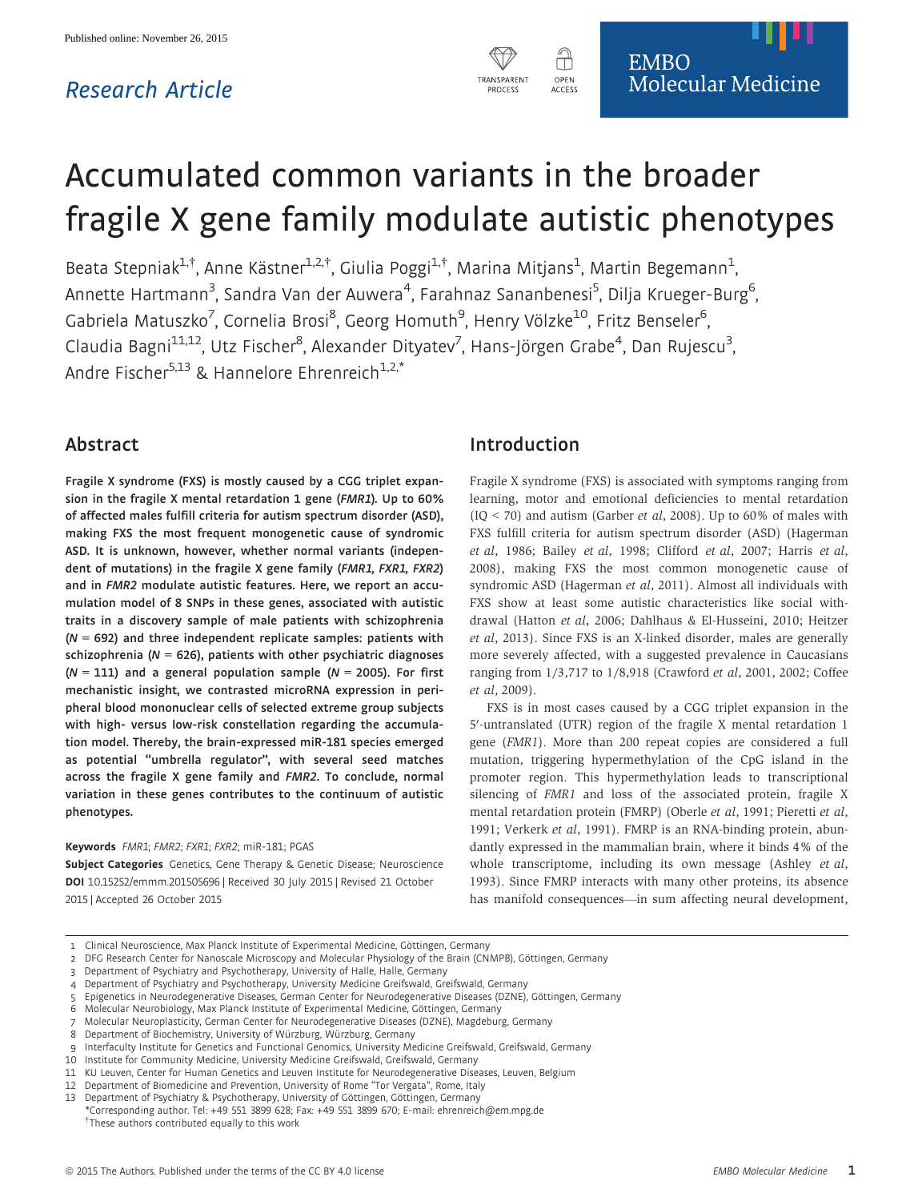Published online: November 26, 2015

Research Article

# Accumulated common variants in the broader fragile X gene family modulate autistic phenotypes

Beata Stepniak[1,†], Anne Kästner[1,2,†], Giulia Poggi[1,†], Marina Mitjans[1], Martin Begemann[1], Annette Hartmann[3], Sandra Van der Auwera[4], Farahnaz Sananbenesi[5], Dilja Krueger-Burg[6], Gabriela Matuszko[7], Cornelia Brosi[8], Georg Homuth[9], Henry Völzke[10], Fritz Benseler[6], Claudia Bagni[11,12], Utz Fischer[8], Alexander Dityatev[7], Hans-Jörgen Grabe[4], Dan Rujescu[3], Andre Fischer[5,13] & Hannelore Ehrenreich[1,2,*]

## Abstract

**Fragile X syndrome (FXS) is mostly caused by a CGG triplet expansion in the fragile X mental retardation 1 gene (*FMR1*). Up to 60% of affected males fulfill criteria for autism spectrum disorder (ASD), making FXS the most frequent monogenetic cause of syndromic ASD. It is unknown, however, whether normal variants (independent of mutations) in the fragile X gene family (*FMR1*, *FXR1*, *FXR2*) and in *FMR2* modulate autistic features. Here, we report an accumulation model of 8 SNPs in these genes, associated with autistic traits in a discovery sample of male patients with schizophrenia (*N* = 692) and three independent replicate samples: patients with schizophrenia (*N* = 626), patients with other psychiatric diagnoses (*N* = 111) and a general population sample (*N* = 2005). For first mechanistic insight, we contrasted microRNA expression in peripheral blood mononuclear cells of selected extreme group subjects with high- versus low-risk constellation regarding the accumulation model. Thereby, the brain-expressed miR-181 species emerged as potential "umbrella regulator", with several seed matches across the fragile X gene family and *FMR2*. To conclude, normal variation in these genes contributes to the continuum of autistic phenotypes.**

**Keywords** *FMR1*; *FMR2*; *FXR1*; *FXR2*; miR-181; PGAS

**Subject Categories** Genetics, Gene Therapy & Genetic Disease; Neuroscience

**DOI** 10.15252/emmm.201505696 | Received 30 July 2015 | Revised 21 October 2015 | Accepted 26 October 2015

## Introduction

Fragile X syndrome (FXS) is associated with symptoms ranging from learning, motor and emotional deficiencies to mental retardation (IQ < 70) and autism (Garber *et al*, 2008). Up to 60% of males with FXS fulfill criteria for autism spectrum disorder (ASD) (Hagerman *et al*, 1986; Bailey *et al*, 1998; Clifford *et al*, 2007; Harris *et al*, 2008), making FXS the most common monogenetic cause of syndromic ASD (Hagerman *et al*, 2011). Almost all individuals with FXS show at least some autistic characteristics like social withdrawal (Hatton *et al*, 2006; Dahlhaus & El-Husseini, 2010; Heitzer *et al*, 2013). Since FXS is an X-linked disorder, males are generally more severely affected, with a suggested prevalence in Caucasians ranging from 1/3,717 to 1/8,918 (Crawford *et al*, 2001, 2002; Coffee *et al*, 2009).

FXS is in most cases caused by a CGG triplet expansion in the 5′-untranslated (UTR) region of the fragile X mental retardation 1 gene (*FMR1*). More than 200 repeat copies are considered a full mutation, triggering hypermethylation of the CpG island in the promoter region. This hypermethylation leads to transcriptional silencing of *FMR1* and loss of the associated protein, fragile X mental retardation protein (FMRP) (Oberle *et al*, 1991; Pieretti *et al*, 1991; Verkerk *et al*, 1991). FMRP is an RNA-binding protein, abundantly expressed in the mammalian brain, where it binds 4% of the whole transcriptome, including its own message (Ashley *et al*, 1993). Since FMRP interacts with many other proteins, its absence has manifold consequences—in sum affecting neural development,

1 Clinical Neuroscience, Max Planck Institute of Experimental Medicine, Göttingen, Germany
2 DFG Research Center for Nanoscale Microscopy and Molecular Physiology of the Brain (CNMPB), Göttingen, Germany
3 Department of Psychiatry and Psychotherapy, University of Halle, Halle, Germany
4 Department of Psychiatry and Psychotherapy, University Medicine Greifswald, Greifswald, Germany
5 Epigenetics in Neurodegenerative Diseases, German Center for Neurodegenerative Diseases (DZNE), Göttingen, Germany
6 Molecular Neurobiology, Max Planck Institute of Experimental Medicine, Göttingen, Germany
7 Molecular Neuroplasticity, German Center for Neurodegenerative Diseases (DZNE), Magdeburg, Germany
8 Department of Biochemistry, University of Würzburg, Würzburg, Germany
9 Interfaculty Institute for Genetics and Functional Genomics, University Medicine Greifswald, Greifswald, Germany
10 Institute for Community Medicine, University Medicine Greifswald, Greifswald, Germany
11 KU Leuven, Center for Human Genetics and Leuven Institute for Neurodegenerative Diseases, Leuven, Belgium
12 Department of Biomedicine and Prevention, University of Rome "Tor Vergata", Rome, Italy
13 Department of Psychiatry & Psychotherapy, University of Göttingen, Göttingen, Germany
*Corresponding author. Tel: +49 551 3899 628; Fax: +49 551 3899 670; E-mail: ehrenreich@em.mpg.de
†These authors contributed equally to this work

© 2015 The Authors. Published under the terms of the CC BY 4.0 license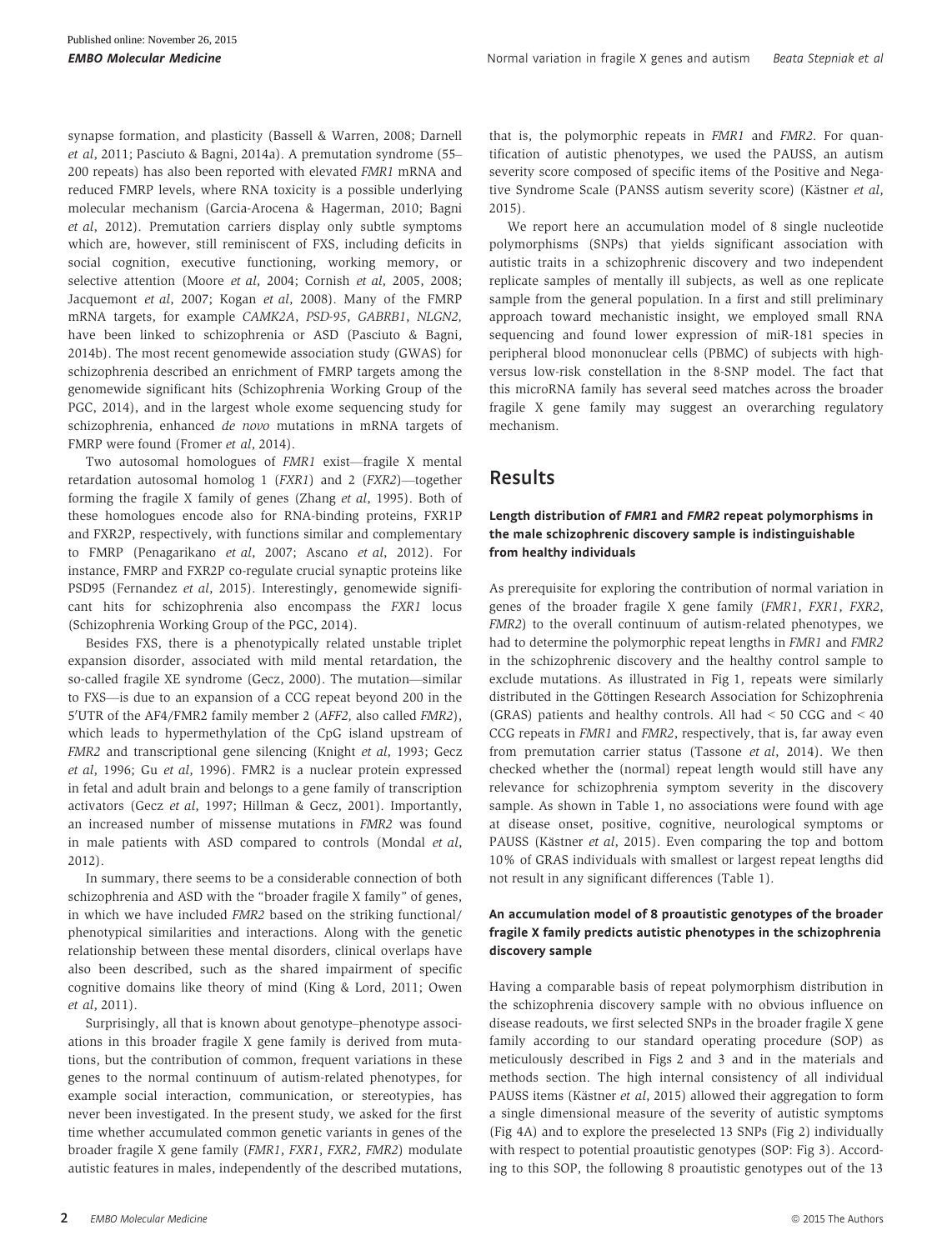synapse formation, and plasticity (Bassell & Warren, 2008; Darnell *et al*, 2011; Pasciuto & Bagni, 2014a). A premutation syndrome (55–200 repeats) has also been reported with elevated *FMR1* mRNA and reduced FMRP levels, where RNA toxicity is a possible underlying molecular mechanism (Garcia-Arocena & Hagerman, 2010; Bagni *et al*, 2012). Premutation carriers display only subtle symptoms which are, however, still reminiscent of FXS, including deficits in social cognition, executive functioning, working memory, or selective attention (Moore *et al*, 2004; Cornish *et al*, 2005, 2008; Jacquemont *et al*, 2007; Kogan *et al*, 2008). Many of the FMRP mRNA targets, for example *CAMK2A*, *PSD-95*, *GABRB1*, *NLGN2,* have been linked to schizophrenia or ASD (Pasciuto & Bagni, 2014b). The most recent genomewide association study (GWAS) for schizophrenia described an enrichment of FMRP targets among the genomewide significant hits (Schizophrenia Working Group of the PGC, 2014), and in the largest whole exome sequencing study for schizophrenia, enhanced *de novo* mutations in mRNA targets of FMRP were found (Fromer *et al*, 2014).

Two autosomal homologues of *FMR1* exist—fragile X mental retardation autosomal homolog 1 (*FXR1*) and 2 (*FXR2*)—together forming the fragile X family of genes (Zhang *et al*, 1995). Both of these homologues encode also for RNA-binding proteins, FXR1P and FXR2P, respectively, with functions similar and complementary to FMRP (Penagarikano *et al*, 2007; Ascano *et al*, 2012). For instance, FMRP and FXR2P co-regulate crucial synaptic proteins like PSD95 (Fernandez *et al*, 2015). Interestingly, genomewide significant hits for schizophrenia also encompass the *FXR1* locus (Schizophrenia Working Group of the PGC, 2014).

Besides FXS, there is a phenotypically related unstable triplet expansion disorder, associated with mild mental retardation, the so-called fragile XE syndrome (Gecz, 2000). The mutation—similar to FXS—is due to an expansion of a CCG repeat beyond 200 in the 5′UTR of the AF4/FMR2 family member 2 (*AFF2,* also called *FMR2*), which leads to hypermethylation of the CpG island upstream of *FMR2* and transcriptional gene silencing (Knight *et al*, 1993; Gecz *et al*, 1996; Gu *et al*, 1996). FMR2 is a nuclear protein expressed in fetal and adult brain and belongs to a gene family of transcription activators (Gecz *et al*, 1997; Hillman & Gecz, 2001). Importantly, an increased number of missense mutations in *FMR2* was found in male patients with ASD compared to controls (Mondal *et al*, 2012).

In summary, there seems to be a considerable connection of both schizophrenia and ASD with the "broader fragile X family" of genes, in which we have included *FMR2* based on the striking functional/phenotypical similarities and interactions. Along with the genetic relationship between these mental disorders, clinical overlaps have also been described, such as the shared impairment of specific cognitive domains like theory of mind (King & Lord, 2011; Owen *et al*, 2011).

Surprisingly, all that is known about genotype–phenotype associations in this broader fragile X gene family is derived from mutations, but the contribution of common, frequent variations in these genes to the normal continuum of autism-related phenotypes, for example social interaction, communication, or stereotypies, has never been investigated. In the present study, we asked for the first time whether accumulated common genetic variants in genes of the broader fragile X gene family (*FMR1*, *FXR1*, *FXR2*, *FMR2*) modulate autistic features in males, independently of the described mutations, that is, the polymorphic repeats in *FMR1* and *FMR2*. For quantification of autistic phenotypes, we used the PAUSS, an autism severity score composed of specific items of the Positive and Negative Syndrome Scale (PANSS autism severity score) (Kästner *et al*, 2015).

We report here an accumulation model of 8 single nucleotide polymorphisms (SNPs) that yields significant association with autistic traits in a schizophrenic discovery and two independent replicate samples of mentally ill subjects, as well as one replicate sample from the general population. In a first and still preliminary approach toward mechanistic insight, we employed small RNA sequencing and found lower expression of miR-181 species in peripheral blood mononuclear cells (PBMC) of subjects with high- versus low-risk constellation in the 8-SNP model. The fact that this microRNA family has several seed matches across the broader fragile X gene family may suggest an overarching regulatory mechanism.

## Results

### Length distribution of *FMR1* and *FMR2* repeat polymorphisms in the male schizophrenic discovery sample is indistinguishable from healthy individuals

As prerequisite for exploring the contribution of normal variation in genes of the broader fragile X gene family (*FMR1*, *FXR1*, *FXR2*, *FMR2*) to the overall continuum of autism-related phenotypes, we had to determine the polymorphic repeat lengths in *FMR1* and *FMR2* in the schizophrenic discovery and the healthy control sample to exclude mutations. As illustrated in Fig 1, repeats were similarly distributed in the Göttingen Research Association for Schizophrenia (GRAS) patients and healthy controls. All had < 50 CGG and < 40 CCG repeats in *FMR1* and *FMR2*, respectively, that is, far away even from premutation carrier status (Tassone *et al*, 2014). We then checked whether the (normal) repeat length would still have any relevance for schizophrenia symptom severity in the discovery sample. As shown in Table 1, no associations were found with age at disease onset, positive, cognitive, neurological symptoms or PAUSS (Kästner *et al*, 2015). Even comparing the top and bottom 10% of GRAS individuals with smallest or largest repeat lengths did not result in any significant differences (Table 1).

### An accumulation model of 8 proautistic genotypes of the broader fragile X family predicts autistic phenotypes in the schizophrenia discovery sample

Having a comparable basis of repeat polymorphism distribution in the schizophrenia discovery sample with no obvious influence on disease readouts, we first selected SNPs in the broader fragile X gene family according to our standard operating procedure (SOP) as meticulously described in Figs 2 and 3 and in the materials and methods section. The high internal consistency of all individual PAUSS items (Kästner *et al*, 2015) allowed their aggregation to form a single dimensional measure of the severity of autistic symptoms (Fig 4A) and to explore the preselected 13 SNPs (Fig 2) individually with respect to potential proautistic genotypes (SOP: Fig 3). According to this SOP, the following 8 proautistic genotypes out of the 13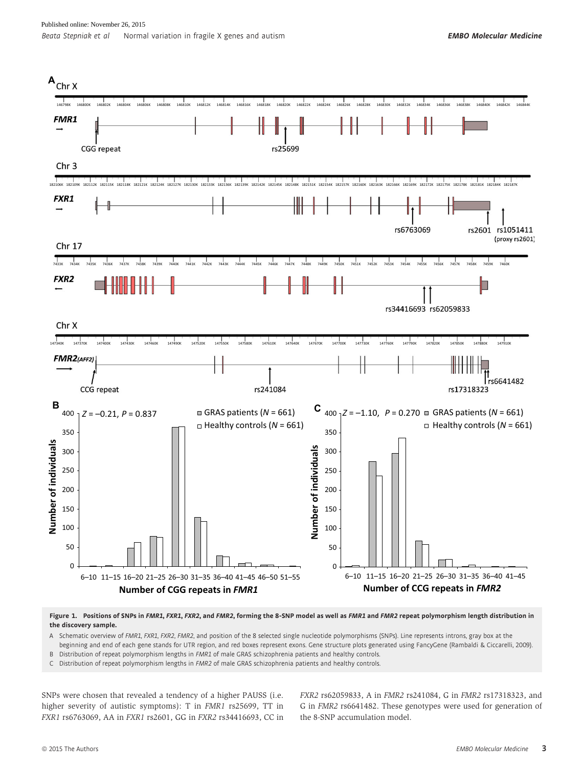**Figure 1. Positions of SNPs in *FMR1*, *FXR1*, *FXR2*, and *FMR2*, forming the 8-SNP model as well as *FMR1* and *FMR2* repeat polymorphism length distribution in the discovery sample.**

A Schematic overview of *FMR1*, *FXR1*, *FXR2*, *FMR2*, and position of the 8 selected single nucleotide polymorphisms (SNPs). Line represents introns, gray box at the beginning and end of each gene stands for UTR region, and red boxes represent exons. Gene structure plots generated using FancyGene (Rambaldi & Ciccarelli, 2009).

B Distribution of repeat polymorphism lengths in *FMR1* of male GRAS schizophrenia patients and healthy controls.

C Distribution of repeat polymorphism lengths in *FMR2* of male GRAS schizophrenia patients and healthy controls.

SNPs were chosen that revealed a tendency of a higher PAUSS (i.e. higher severity of autistic symptoms): T in *FMR1* rs25699, TT in *FXR1* rs6763069, AA in *FXR1* rs2601, GG in *FXR2* rs34416693, CC in *FXR2* rs62059833, A in *FMR2* rs241084, G in *FMR2* rs17318323, and G in *FMR2* rs6641482. These genotypes were used for generation of the 8-SNP accumulation model.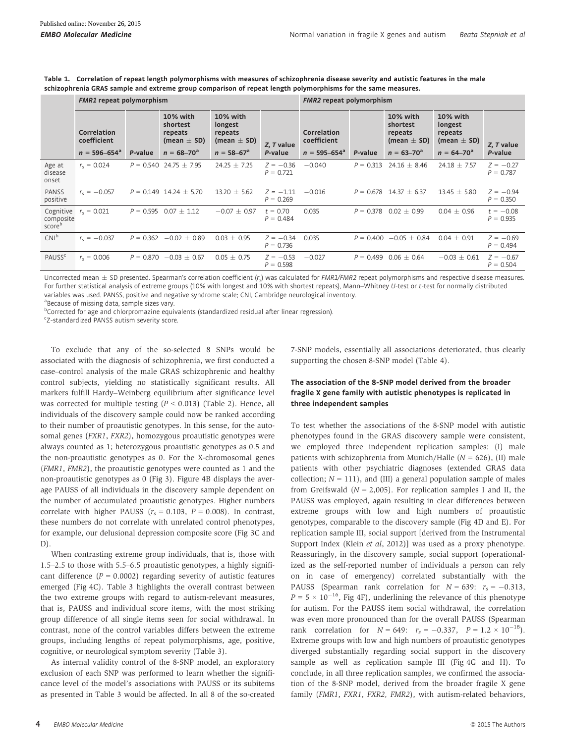**Table 1. Correlation of repeat length polymorphisms with measures of schizophrenia disease severity and autistic features in the male schizophrenia GRAS sample and extreme group comparison of repeat length polymorphisms for the same measures.**

| | *FMR1* repeat polymorphism | | | | | *FMR2* repeat polymorphism | | | | |
|---|---|---|---|---|---|---|---|---|---|---|
| | Correlation coefficient $n$ = 596–654[a] | *P*-value | 10% with shortest repeats (mean ± SD) $n$ = 68–70[a] | 10% with longest repeats (mean ± SD) $n$ = 58–67[a] | *Z*, *T* value *P*-value | Correlation coefficient $n$ = 595–654[a] | *P*-value | 10% with shortest repeats (mean ± SD) $n$ = 63–70[a] | 10% with longest repeats (mean ± SD) $n$ = 64–70[a] | *Z*, *T* value *P*-value |
| Age at disease onset | $r_s = 0.024$ | $P = 0.540$ | 24.75 ± 7.95 | 24.25 ± 7.25 | $Z = -0.36$ $P = 0.721$ | −0.040 | $P = 0.313$ | 24.16 ± 8.46 | 24.18 ± 7.57 | $Z = -0.27$ $P = 0.787$ |
| PANSS positive | $r_s = -0.057$ | $P = 0.149$ | 14.24 ± 5.70 | 13.20 ± 5.62 | $Z = -1.11$ $P = 0.269$ | −0.016 | $P = 0.678$ | 14.37 ± 6.37 | 13.45 ± 5.80 | $Z = -0.94$ $P = 0.350$ |
| Cognitive composite score[b] | $r_s = 0.021$ | $P = 0.595$ | 0.07 ± 1.12 | −0.07 ± 0.97 | $t = 0.70$ $P = 0.484$ | 0.035 | $P = 0.378$ | 0.02 ± 0.99 | 0.04 ± 0.96 | $t = -0.08$ $P = 0.935$ |
| CNI[b] | $r_s = -0.037$ | $P = 0.362$ | −0.02 ± 0.89 | 0.03 ± 0.95 | $Z = -0.34$ $P = 0.736$ | 0.035 | $P = 0.400$ | −0.05 ± 0.84 | 0.04 ± 0.91 | $Z = -0.69$ $P = 0.494$ |
| PAUSS[c] | $r_s = 0.006$ | $P = 0.870$ | −0.03 ± 0.67 | 0.05 ± 0.75 | $Z = -0.53$ $P = 0.598$ | −0.027 | $P = 0.499$ | 0.06 ± 0.64 | −0.03 ± 0.61 | $Z = -0.67$ $P = 0.504$ |

Uncorrected mean ± SD presented. Spearman's correlation coefficient ($r_s$) was calculated for *FMR1*/*FMR2* repeat polymorphisms and respective disease measures. For further statistical analysis of extreme groups (10% with longest and 10% with shortest repeats), Mann–Whitney *U*-test or *t*-test for normally distributed variables was used. PANSS, positive and negative syndrome scale; CNI, Cambridge neurological inventory.

[a]Because of missing data, sample sizes vary.

[b]Corrected for age and chlorpromazine equivalents (standardized residual after linear regression).

[c]Z-standardized PANSS autism severity score.

To exclude that any of the so-selected 8 SNPs would be associated with the diagnosis of schizophrenia, we first conducted a case–control analysis of the male GRAS schizophrenic and healthy control subjects, yielding no statistically significant results. All markers fulfill Hardy–Weinberg equilibrium after significance level was corrected for multiple testing ($P < 0.013$) (Table 2). Hence, all individuals of the discovery sample could now be ranked according to their number of proautistic genotypes. In this sense, for the autosomal genes (*FXR1*, *FXR2*), homozygous proautistic genotypes were always counted as 1; heterozygous proautistic genotypes as 0.5 and the non-proautistic genotypes as 0. For the X-chromosomal genes (*FMR1*, *FMR2*), the proautistic genotypes were counted as 1 and the non-proautistic genotypes as 0 (Fig 3). Figure 4B displays the average PAUSS of all individuals in the discovery sample dependent on the number of accumulated proautistic genotypes. Higher numbers correlate with higher PAUSS ($r_s = 0.103$, $P = 0.008$). In contrast, these numbers do not correlate with unrelated control phenotypes, for example, our delusional depression composite score (Fig 3C and D).

When contrasting extreme group individuals, that is, those with 1.5–2.5 to those with 5.5–6.5 proautistic genotypes, a highly significant difference ($P = 0.0002$) regarding severity of autistic features emerged (Fig 4C). Table 3 highlights the overall contrast between the two extreme groups with regard to autism-relevant measures, that is, PAUSS and individual score items, with the most striking group difference of all single items seen for social withdrawal. In contrast, none of the control variables differs between the extreme groups, including lengths of repeat polymorphisms, age, positive, cognitive, or neurological symptom severity (Table 3).

As internal validity control of the 8-SNP model, an exploratory exclusion of each SNP was performed to learn whether the significance level of the model's associations with PAUSS or its subitems as presented in Table 3 would be affected. In all 8 of the so-created 7-SNP models, essentially all associations deteriorated, thus clearly supporting the chosen 8-SNP model (Table 4).

### The association of the 8-SNP model derived from the broader fragile X gene family with autistic phenotypes is replicated in three independent samples

To test whether the associations of the 8-SNP model with autistic phenotypes found in the GRAS discovery sample were consistent, we employed three independent replication samples: (I) male patients with schizophrenia from Munich/Halle ($N = 626$), (II) male patients with other psychiatric diagnoses (extended GRAS data collection; $N = 111$), and (III) a general population sample of males from Greifswald ($N = 2{,}005$). For replication samples I and II, the PAUSS was employed, again resulting in clear differences between extreme groups with low and high numbers of proautistic genotypes, comparable to the discovery sample (Fig 4D and E). For replication sample III, social support [derived from the Instrumental Support Index (Klein *et al*, 2012)] was used as a proxy phenotype. Reassuringly, in the discovery sample, social support (operationalized as the self-reported number of individuals a person can rely on in case of emergency) correlated substantially with the PAUSS (Spearman rank correlation for $N = 639$: $r_s = -0.313$, $P = 5 \times 10^{-16}$, Fig 4F), underlining the relevance of this phenotype for autism. For the PAUSS item social withdrawal, the correlation was even more pronounced than for the overall PAUSS (Spearman rank correlation for $N = 649$: $r_s = -0.337$, $P = 1.2 \times 10^{-18}$). Extreme groups with low and high numbers of proautistic genotypes diverged substantially regarding social support in the discovery sample as well as replication sample III (Fig 4G and H). To conclude, in all three replication samples, we confirmed the association of the 8-SNP model, derived from the broader fragile X gene family (*FMR1*, *FXR1*, *FXR2*, *FMR2*), with autism-related behaviors,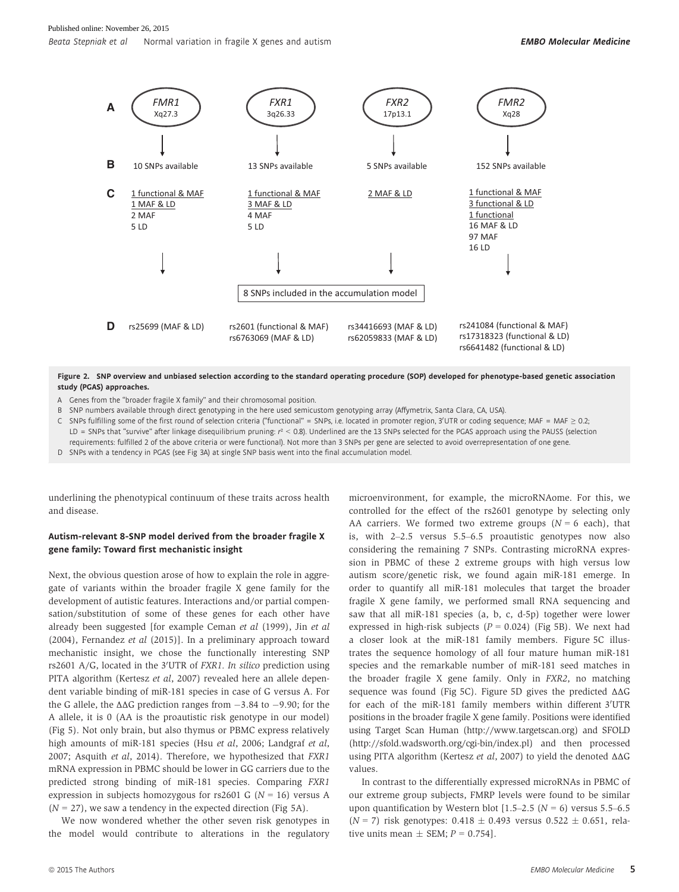| | *FMR1* Xq27.3 | *FXR1* 3q26.33 | *FXR2* 17p13.1 | *FMR2* Xq28 |
|---|---|---|---|---|
| **B** | 10 SNPs available | 13 SNPs available | 5 SNPs available | 152 SNPs available |
| **C** | 1 functional & MAF<br>1 MAF & LD<br>2 MAF<br>5 LD | 1 functional & MAF<br>3 MAF & LD<br>4 MAF<br>5 LD | 2 MAF & LD | 1 functional & MAF<br>3 functional & LD<br>1 functional<br>16 MAF & LD<br>97 MAF<br>16 LD |
| | 8 SNPs included in the accumulation model | | | |
| **D** | rs25699 (MAF & LD) | rs2601 (functional & MAF)<br>rs6763069 (MAF & LD) | rs34416693 (MAF & LD)<br>rs62059833 (MAF & LD) | rs241084 (functional & MAF)<br>rs17318323 (functional & LD)<br>rs6641482 (functional & LD) |

**Figure 2. SNP overview and unbiased selection according to the standard operating procedure (SOP) developed for phenotype-based genetic association study (PGAS) approaches.**

A Genes from the "broader fragile X family" and their chromosomal position.

B SNP numbers available through direct genotyping in the here used semicustom genotyping array (Affymetrix, Santa Clara, CA, USA).

C SNPs fulfilling some of the first round of selection criteria ("functional" = SNPs, i.e. located in promoter region, 3′UTR or coding sequence; MAF = MAF ≥ 0.2; LD = SNPs that "survive" after linkage disequilibrium pruning: $r^2 < 0.8$). Underlined are the 13 SNPs selected for the PGAS approach using the PAUSS (selection requirements: fulfilled 2 of the above criteria or were functional). Not more than 3 SNPs per gene are selected to avoid overrepresentation of one gene.

D SNPs with a tendency in PGAS (see Fig 3A) at single SNP basis went into the final accumulation model.

underlining the phenotypical continuum of these traits across health and disease.

### Autism-relevant 8-SNP model derived from the broader fragile X gene family: Toward first mechanistic insight

Next, the obvious question arose of how to explain the role in aggregate of variants within the broader fragile X gene family for the development of autistic features. Interactions and/or partial compensation/substitution of some of these genes for each other have already been suggested [for example Ceman *et al* (1999), Jin *et al* (2004), Fernandez *et al* (2015)]. In a preliminary approach toward mechanistic insight, we chose the functionally interesting SNP rs2601 A/G, located in the 3′UTR of *FXR1. In silico* prediction using PITA algorithm (Kertesz *et al*, 2007) revealed here an allele dependent variable binding of miR-181 species in case of G versus A. For the G allele, the ΔΔG prediction ranges from −3.84 to −9.90; for the A allele, it is 0 (AA is the proautistic risk genotype in our model) (Fig 5). Not only brain, but also thymus or PBMC express relatively high amounts of miR-181 species (Hsu *et al*, 2006; Landgraf *et al*, 2007; Asquith *et al*, 2014). Therefore, we hypothesized that *FXR1* mRNA expression in PBMC should be lower in GG carriers due to the predicted strong binding of miR-181 species. Comparing *FXR1* expression in subjects homozygous for rs2601 G ($N = 16$) versus A ($N = 27$), we saw a tendency in the expected direction (Fig 5A).

We now wondered whether the other seven risk genotypes in the model would contribute to alterations in the regulatory microenvironment, for example, the microRNAome. For this, we controlled for the effect of the rs2601 genotype by selecting only AA carriers. We formed two extreme groups ($N = 6$ each), that is, with 2–2.5 versus 5.5–6.5 proautistic genotypes now also considering the remaining 7 SNPs. Contrasting microRNA expression in PBMC of these 2 extreme groups with high versus low autism score/genetic risk, we found again miR-181 emerge. In order to quantify all miR-181 molecules that target the broader fragile X gene family, we performed small RNA sequencing and saw that all miR-181 species (a, b, c, d-5p) together were lower expressed in high-risk subjects ($P = 0.024$) (Fig 5B). We next had a closer look at the miR-181 family members. Figure 5C illustrates the sequence homology of all four mature human miR-181 species and the remarkable number of miR-181 seed matches in the broader fragile X gene family. Only in *FXR2*, no matching sequence was found (Fig 5C). Figure 5D gives the predicted ΔΔG for each of the miR-181 family members within different 3′UTR positions in the broader fragile X gene family. Positions were identified using Target Scan Human (http://www.targetscan.org) and SFOLD (http://sfold.wadsworth.org/cgi-bin/index.pl) and then processed using PITA algorithm (Kertesz *et al*, 2007) to yield the denoted ΔΔG values.

In contrast to the differentially expressed microRNAs in PBMC of our extreme group subjects, FMRP levels were found to be similar upon quantification by Western blot [1.5–2.5 ($N = 6$) versus 5.5–6.5 ($N = 7$) risk genotypes: 0.418 ± 0.493 versus 0.522 ± 0.651, relative units mean ± SEM; $P = 0.754$].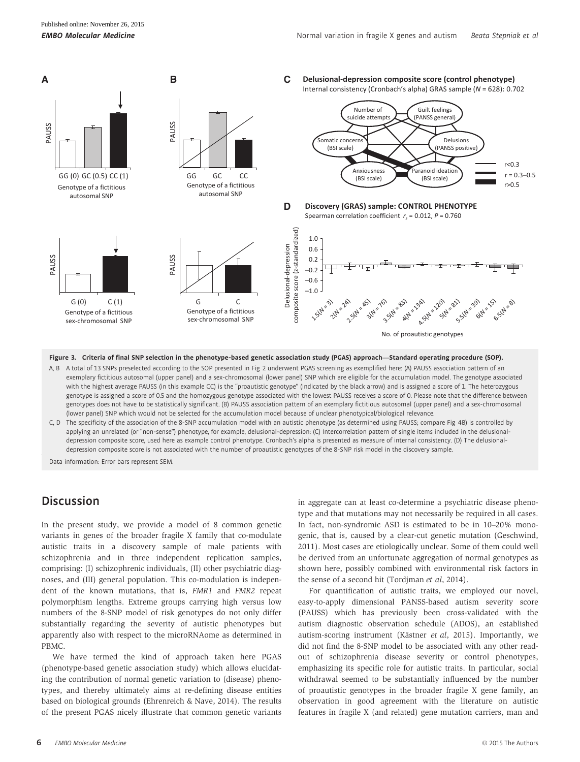**Figure 3. Criteria of final SNP selection in the phenotype-based genetic association study (PGAS) approach—Standard operating procedure (SOP).**

A, B A total of 13 SNPs preselected according to the SOP presented in Fig 2 underwent PGAS screening as exemplified here: (A) PAUSS association pattern of an exemplary fictitious autosomal (upper panel) and a sex-chromosomal (lower panel) SNP which are eligible for the accumulation model. The genotype associated with the highest average PAUSS (in this example CC) is the "proautistic genotype" (indicated by the black arrow) and is assigned a score of 1. The heterozygous genotype is assigned a score of 0.5 and the homozygous genotype associated with the lowest PAUSS receives a score of 0. Please note that the difference between genotypes does not have to be statistically significant. (B) PAUSS association pattern of an exemplary fictitious autosomal (upper panel) and a sex-chromosomal (lower panel) SNP which would not be selected for the accumulation model because of unclear phenotypical/biological relevance.

C, D The specificity of the association of the 8-SNP accumulation model with an autistic phenotype (as determined using PAUSS; compare Fig 4B) is controlled by applying an unrelated (or "non-sense") phenotype, for example, delusional-depression: (C) Intercorrelation pattern of single items included in the delusional-depression composite score, used here as example control phenotype. Cronbach's alpha is presented as measure of internal consistency. (D) The delusional-depression composite score is not associated with the number of proautistic genotypes of the 8-SNP risk model in the discovery sample.

Data information: Error bars represent SEM.

## Discussion

In the present study, we provide a model of 8 common genetic variants in genes of the broader fragile X family that co-modulate autistic traits in a discovery sample of male patients with schizophrenia and in three independent replication samples, comprising: (I) schizophrenic individuals, (II) other psychiatric diagnoses, and (III) general population. This co-modulation is independent of the known mutations, that is, *FMR1* and *FMR2* repeat polymorphism lengths. Extreme groups carrying high versus low numbers of the 8-SNP model of risk genotypes do not only differ substantially regarding the severity of autistic phenotypes but apparently also with respect to the microRNAome as determined in PBMC.

We have termed the kind of approach taken here PGAS (phenotype-based genetic association study) which allows elucidating the contribution of normal genetic variation to (disease) phenotypes, and thereby ultimately aims at re-defining disease entities based on biological grounds (Ehrenreich & Nave, 2014). The results of the present PGAS nicely illustrate that common genetic variants in aggregate can at least co-determine a psychiatric disease phenotype and that mutations may not necessarily be required in all cases. In fact, non-syndromic ASD is estimated to be in 10–20% monogenic, that is, caused by a clear-cut genetic mutation (Geschwind, 2011). Most cases are etiologically unclear. Some of them could well be derived from an unfortunate aggregation of normal genotypes as shown here, possibly combined with environmental risk factors in the sense of a second hit (Tordjman *et al*, 2014).

For quantification of autistic traits, we employed our novel, easy-to-apply dimensional PANSS-based autism severity score (PAUSS) which has previously been cross-validated with the autism diagnostic observation schedule (ADOS), an established autism-scoring instrument (Kästner *et al*, 2015). Importantly, we did not find the 8-SNP model to be associated with any other read-out of schizophrenia disease severity or control phenotypes, emphasizing its specific role for autistic traits. In particular, social withdrawal seemed to be substantially influenced by the number of proautistic genotypes in the broader fragile X gene family, an observation in good agreement with the literature on autistic features in fragile X (and related) gene mutation carriers, man and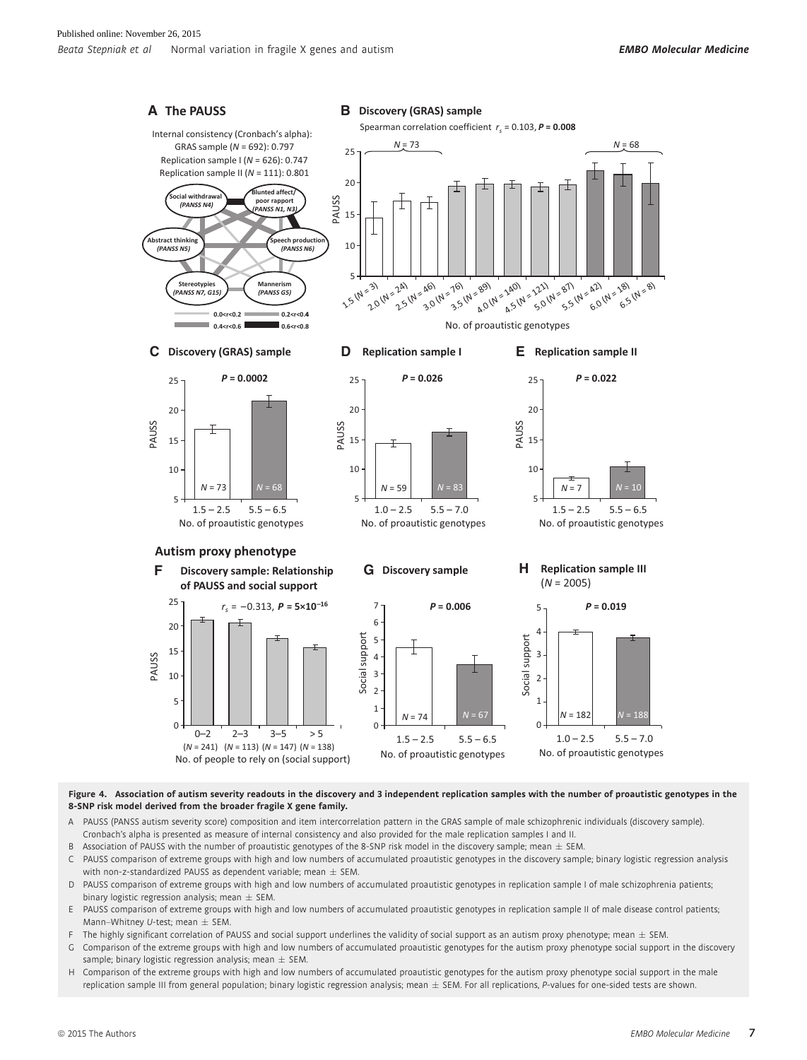**Figure 4. Association of autism severity readouts in the discovery and 3 independent replication samples with the number of proautistic genotypes in the 8-SNP risk model derived from the broader fragile X gene family.**

- A PAUSS (PANSS autism severity score) composition and item intercorrelation pattern in the GRAS sample of male schizophrenic individuals (discovery sample). Cronbach's alpha is presented as measure of internal consistency and also provided for the male replication samples I and II.
- B Association of PAUSS with the number of proautistic genotypes of the 8-SNP risk model in the discovery sample; mean ± SEM.
- C PAUSS comparison of extreme groups with high and low numbers of accumulated proautistic genotypes in the discovery sample; binary logistic regression analysis with non-z-standardized PAUSS as dependent variable; mean ± SEM.
- D PAUSS comparison of extreme groups with high and low numbers of accumulated proautistic genotypes in replication sample I of male schizophrenia patients; binary logistic regression analysis; mean ± SEM.
- E PAUSS comparison of extreme groups with high and low numbers of accumulated proautistic genotypes in replication sample II of male disease control patients; Mann–Whitney $U$-test; mean ± SEM.
- F The highly significant correlation of PAUSS and social support underlines the validity of social support as an autism proxy phenotype; mean ± SEM.
- G Comparison of the extreme groups with high and low numbers of accumulated proautistic genotypes for the autism proxy phenotype social support in the discovery sample; binary logistic regression analysis; mean ± SEM.
- H Comparison of the extreme groups with high and low numbers of accumulated proautistic genotypes for the autism proxy phenotype social support in the male replication sample III from general population; binary logistic regression analysis; mean ± SEM. For all replications, $P$-values for one-sided tests are shown.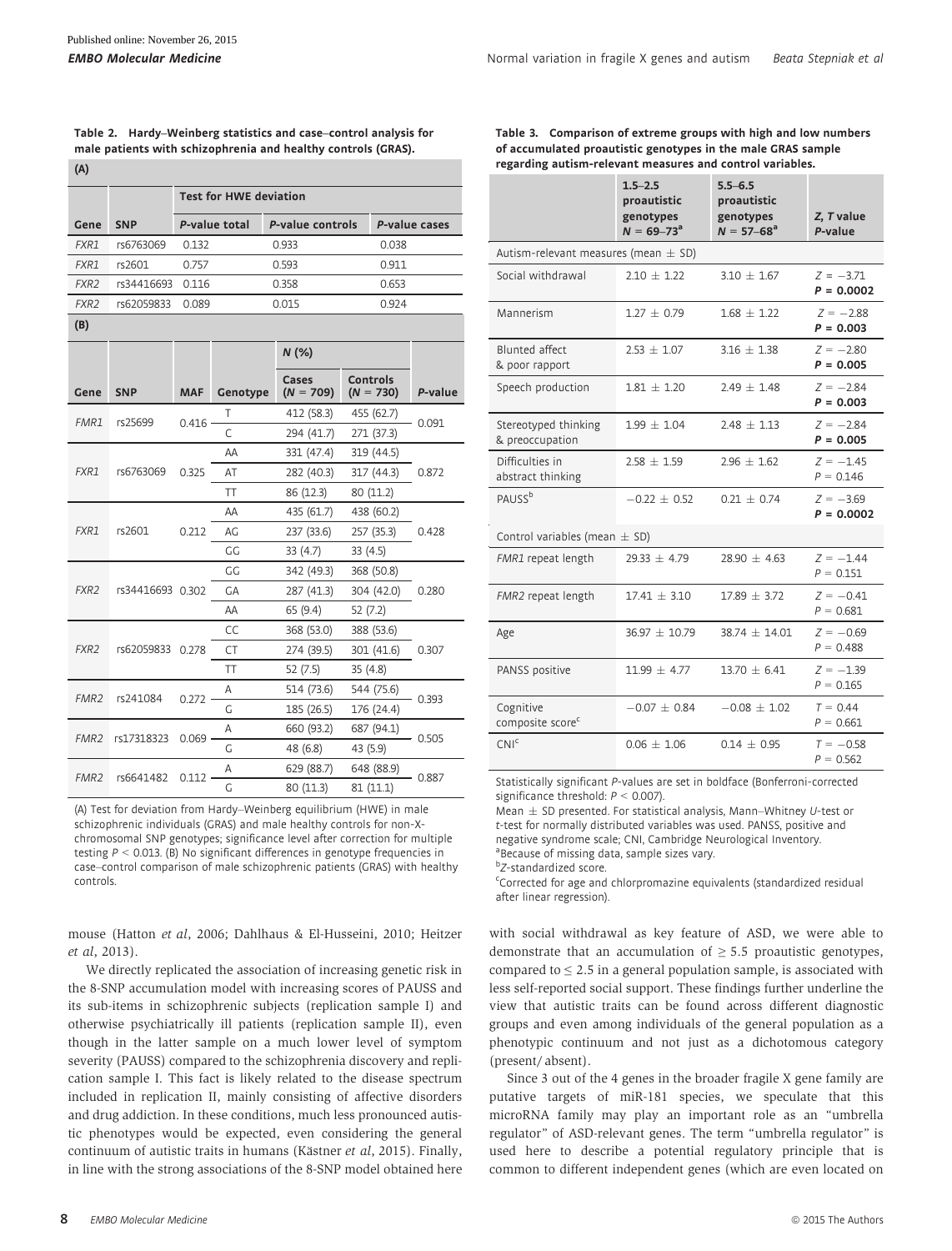**Table 2. Hardy–Weinberg statistics and case–control analysis for male patients with schizophrenia and healthy controls (GRAS).**

**(A)**

| Gene | SNP | Test for HWE deviation | | |
|---|---|---|---|---|
| | | *P*-value total | *P*-value controls | *P*-value cases |
| *FXR1* | rs6763069 | 0.132 | 0.933 | 0.038 |
| *FXR1* | rs2601 | 0.757 | 0.593 | 0.911 |
| *FXR2* | rs34416693 | 0.116 | 0.358 | 0.653 |
| *FXR2* | rs62059833 | 0.089 | 0.015 | 0.924 |

**(B)**

| Gene | SNP | MAF | Genotype | N (%) Cases ($N$ = 709) | N (%) Controls ($N$ = 730) | *P*-value |
|---|---|---|---|---|---|---|
| *FMR1* | rs25699 | 0.416 | T | 412 (58.3) | 455 (62.7) | 0.091 |
| | | | C | 294 (41.7) | 271 (37.3) | |
| *FXR1* | rs6763069 | 0.325 | AA | 331 (47.4) | 319 (44.5) | 0.872 |
| | | | AT | 282 (40.3) | 317 (44.3) | |
| | | | TT | 86 (12.3) | 80 (11.2) | |
| *FXR1* | rs2601 | 0.212 | AA | 435 (61.7) | 438 (60.2) | 0.428 |
| | | | AG | 237 (33.6) | 257 (35.3) | |
| | | | GG | 33 (4.7) | 33 (4.5) | |
| *FXR2* | rs34416693 | 0.302 | GG | 342 (49.3) | 368 (50.8) | 0.280 |
| | | | GA | 287 (41.3) | 304 (42.0) | |
| | | | AA | 65 (9.4) | 52 (7.2) | |
| *FXR2* | rs62059833 | 0.278 | CC | 368 (53.0) | 388 (53.6) | 0.307 |
| | | | CT | 274 (39.5) | 301 (41.6) | |
| | | | TT | 52 (7.5) | 35 (4.8) | |
| *FMR2* | rs241084 | 0.272 | A | 514 (73.6) | 544 (75.6) | 0.393 |
| | | | G | 185 (26.5) | 176 (24.4) | |
| *FMR2* | rs17318323 | 0.069 | A | 660 (93.2) | 687 (94.1) | 0.505 |
| | | | G | 48 (6.8) | 43 (5.9) | |
| *FMR2* | rs6641482 | 0.112 | A | 629 (88.7) | 648 (88.9) | 0.887 |
| | | | G | 80 (11.3) | 81 (11.1) | |

(A) Test for deviation from Hardy–Weinberg equilibrium (HWE) in male schizophrenic individuals (GRAS) and male healthy controls for non-X-chromosomal SNP genotypes; significance level after correction for multiple testing $P < 0.013$. (B) No significant differences in genotype frequencies in case–control comparison of male schizophrenic patients (GRAS) with healthy controls.

**Table 3. Comparison of extreme groups with high and low numbers of accumulated proautistic genotypes in the male GRAS sample regarding autism-relevant measures and control variables.**

| | 1.5–2.5 proautistic genotypes $N$ = 69–73[a] | 5.5–6.5 proautistic genotypes $N$ = 57–68[a] | *Z*, *T* value *P*-value |
|---|---|---|---|
| Autism-relevant measures (mean ± SD) | | | |
| Social withdrawal | 2.10 ± 1.22 | 3.10 ± 1.67 | $Z = -3.71$ **$P$ = 0.0002** |
| Mannerism | 1.27 ± 0.79 | 1.68 ± 1.22 | $Z = -2.88$ **$P$ = 0.003** |
| Blunted affect & poor rapport | 2.53 ± 1.07 | 3.16 ± 1.38 | $Z = -2.80$ **$P$ = 0.005** |
| Speech production | 1.81 ± 1.20 | 2.49 ± 1.48 | $Z = -2.84$ **$P$ = 0.003** |
| Stereotyped thinking & preoccupation | 1.99 ± 1.04 | 2.48 ± 1.13 | $Z = -2.84$ **$P$ = 0.005** |
| Difficulties in abstract thinking | 2.58 ± 1.59 | 2.96 ± 1.62 | $Z = -1.45$ $P = 0.146$ |
| PAUSS[b] | −0.22 ± 0.52 | 0.21 ± 0.74 | $Z = -3.69$ **$P$ = 0.0002** |
| Control variables (mean ± SD) | | | |
| *FMR1* repeat length | 29.33 ± 4.79 | 28.90 ± 4.63 | $Z = -1.44$ $P = 0.151$ |
| *FMR2* repeat length | 17.41 ± 3.10 | 17.89 ± 3.72 | $Z = -0.41$ $P = 0.681$ |
| Age | 36.97 ± 10.79 | 38.74 ± 14.01 | $Z = -0.69$ $P = 0.488$ |
| PANSS positive | 11.99 ± 4.77 | 13.70 ± 6.41 | $Z = -1.39$ $P = 0.165$ |
| Cognitive composite score[c] | −0.07 ± 0.84 | −0.08 ± 1.02 | $T = 0.44$ $P = 0.661$ |
| CNI[c] | 0.06 ± 1.06 | 0.14 ± 0.95 | $T = -0.58$ $P = 0.562$ |

Statistically significant *P*-values are set in boldface (Bonferroni-corrected significance threshold: $P < 0.007$).
Mean ± SD presented. For statistical analysis, Mann–Whitney *U*-test or *t*-test for normally distributed variables was used. PANSS, positive and negative syndrome scale; CNI, Cambridge Neurological Inventory.
[a]Because of missing data, sample sizes vary.
[b]*Z*-standardized score.
[c]Corrected for age and chlorpromazine equivalents (standardized residual after linear regression).

mouse (Hatton *et al*, 2006; Dahlhaus & El-Husseini, 2010; Heitzer *et al*, 2013).

We directly replicated the association of increasing genetic risk in the 8-SNP accumulation model with increasing scores of PAUSS and its sub-items in schizophrenic subjects (replication sample I) and otherwise psychiatrically ill patients (replication sample II), even though in the latter sample on a much lower level of symptom severity (PAUSS) compared to the schizophrenia discovery and replication sample I. This fact is likely related to the disease spectrum included in replication II, mainly consisting of affective disorders and drug addiction. In these conditions, much less pronounced autistic phenotypes would be expected, even considering the general continuum of autistic traits in humans (Kästner *et al*, 2015). Finally, in line with the strong associations of the 8-SNP model obtained here with social withdrawal as key feature of ASD, we were able to demonstrate that an accumulation of ≥ 5.5 proautistic genotypes, compared to ≤ 2.5 in a general population sample, is associated with less self-reported social support. These findings further underline the view that autistic traits can be found across different diagnostic groups and even among individuals of the general population as a phenotypic continuum and not just as a dichotomous category (present/ absent).

Since 3 out of the 4 genes in the broader fragile X gene family are putative targets of miR-181 species, we speculate that this microRNA family may play an important role as an "umbrella regulator" of ASD-relevant genes. The term "umbrella regulator" is used here to describe a potential regulatory principle that is common to different independent genes (which are even located on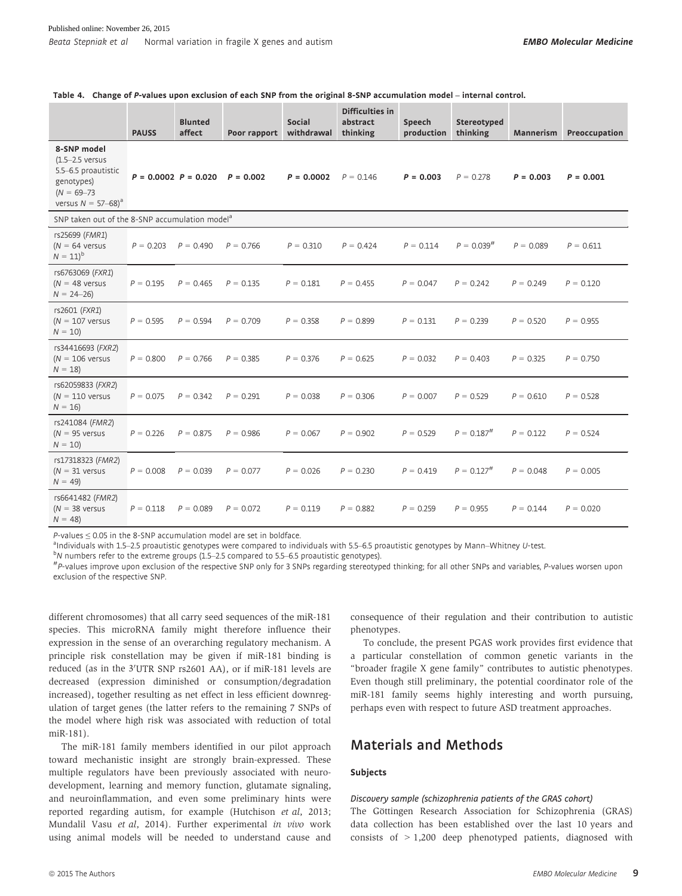**Table 4. Change of *P*-values upon exclusion of each SNP from the original 8-SNP accumulation model – internal control.**

| | PAUSS | Blunted affect | Poor rapport | Social withdrawal | Difficulties in abstract thinking | Speech production | Stereotyped thinking | Mannerism | Preoccupation |
|---|---|---|---|---|---|---|---|---|---|
| 8-SNP model (1.5–2.5 versus 5.5–6.5 proautistic genotypes) ($N$ = 69–73 versus $N$ = 57–68)[a] | ***P* = 0.0002** | ***P* = 0.020** | ***P* = 0.002** | ***P* = 0.0002** | $P$ = 0.146 | ***P* = 0.003** | $P$ = 0.278 | ***P* = 0.003** | ***P* = 0.001** |
| SNP taken out of the 8-SNP accumulation model[a] | | | | | | | | | |
| rs25699 (*FMR1*) ($N$ = 64 versus $N$ = 11)[b] | $P$ = 0.203 | $P$ = 0.490 | $P$ = 0.766 | $P$ = 0.310 | $P$ = 0.424 | $P$ = 0.114 | $P$ = 0.039[#] | $P$ = 0.089 | $P$ = 0.611 |
| rs6763069 (*FXR1*) ($N$ = 48 versus $N$ = 24–26) | $P$ = 0.195 | $P$ = 0.465 | $P$ = 0.135 | $P$ = 0.181 | $P$ = 0.455 | $P$ = 0.047 | $P$ = 0.242 | $P$ = 0.249 | $P$ = 0.120 |
| rs2601 (*FXR1*) ($N$ = 107 versus $N$ = 10) | $P$ = 0.595 | $P$ = 0.594 | $P$ = 0.709 | $P$ = 0.358 | $P$ = 0.899 | $P$ = 0.131 | $P$ = 0.239 | $P$ = 0.520 | $P$ = 0.955 |
| rs34416693 (*FXR2*) ($N$ = 106 versus $N$ = 18) | $P$ = 0.800 | $P$ = 0.766 | $P$ = 0.385 | $P$ = 0.376 | $P$ = 0.625 | $P$ = 0.032 | $P$ = 0.403 | $P$ = 0.325 | $P$ = 0.750 |
| rs62059833 (*FXR2*) ($N$ = 110 versus $N$ = 16) | $P$ = 0.075 | $P$ = 0.342 | $P$ = 0.291 | $P$ = 0.038 | $P$ = 0.306 | $P$ = 0.007 | $P$ = 0.529 | $P$ = 0.610 | $P$ = 0.528 |
| rs241084 (*FMR2*) ($N$ = 95 versus $N$ = 10) | $P$ = 0.226 | $P$ = 0.875 | $P$ = 0.986 | $P$ = 0.067 | $P$ = 0.902 | $P$ = 0.529 | $P$ = 0.187[#] | $P$ = 0.122 | $P$ = 0.524 |
| rs17318323 (*FMR2*) ($N$ = 31 versus $N$ = 49) | $P$ = 0.008 | $P$ = 0.039 | $P$ = 0.077 | $P$ = 0.026 | $P$ = 0.230 | $P$ = 0.419 | $P$ = 0.127[#] | $P$ = 0.048 | $P$ = 0.005 |
| rs6641482 (*FMR2*) ($N$ = 38 versus $N$ = 48) | $P$ = 0.118 | $P$ = 0.089 | $P$ = 0.072 | $P$ = 0.119 | $P$ = 0.882 | $P$ = 0.259 | $P$ = 0.955 | $P$ = 0.144 | $P$ = 0.020 |

*P*-values ≤ 0.05 in the 8-SNP accumulation model are set in boldface.
[a]Individuals with 1.5–2.5 proautistic genotypes were compared to individuals with 5.5–6.5 proautistic genotypes by Mann–Whitney *U*-test.
[b]*N* numbers refer to the extreme groups (1.5–2.5 compared to 5.5–6.5 proautistic genotypes).
[#]*P*-values improve upon exclusion of the respective SNP only for 3 SNPs regarding stereotyped thinking; for all other SNPs and variables, *P*-values worsen upon exclusion of the respective SNP.

different chromosomes) that all carry seed sequences of the miR-181 species. This microRNA family might therefore influence their expression in the sense of an overarching regulatory mechanism. A principle risk constellation may be given if miR-181 binding is reduced (as in the 3′UTR SNP rs2601 AA), or if miR-181 levels are decreased (expression diminished or consumption/degradation increased), together resulting as net effect in less efficient downregulation of target genes (the latter refers to the remaining 7 SNPs of the model where high risk was associated with reduction of total miR-181).

The miR-181 family members identified in our pilot approach toward mechanistic insight are strongly brain-expressed. These multiple regulators have been previously associated with neurodevelopment, learning and memory function, glutamate signaling, and neuroinflammation, and even some preliminary hints were reported regarding autism, for example (Hutchison *et al*, 2013; Mundalil Vasu *et al*, 2014). Further experimental *in vivo* work using animal models will be needed to understand cause and consequence of their regulation and their contribution to autistic phenotypes.

To conclude, the present PGAS work provides first evidence that a particular constellation of common genetic variants in the "broader fragile X gene family" contributes to autistic phenotypes. Even though still preliminary, the potential coordinator role of the miR-181 family seems highly interesting and worth pursuing, perhaps even with respect to future ASD treatment approaches.

## Materials and Methods

### Subjects

#### *Discovery sample (schizophrenia patients of the GRAS cohort)*

The Göttingen Research Association for Schizophrenia (GRAS) data collection has been established over the last 10 years and consists of > 1,200 deep phenotyped patients, diagnosed with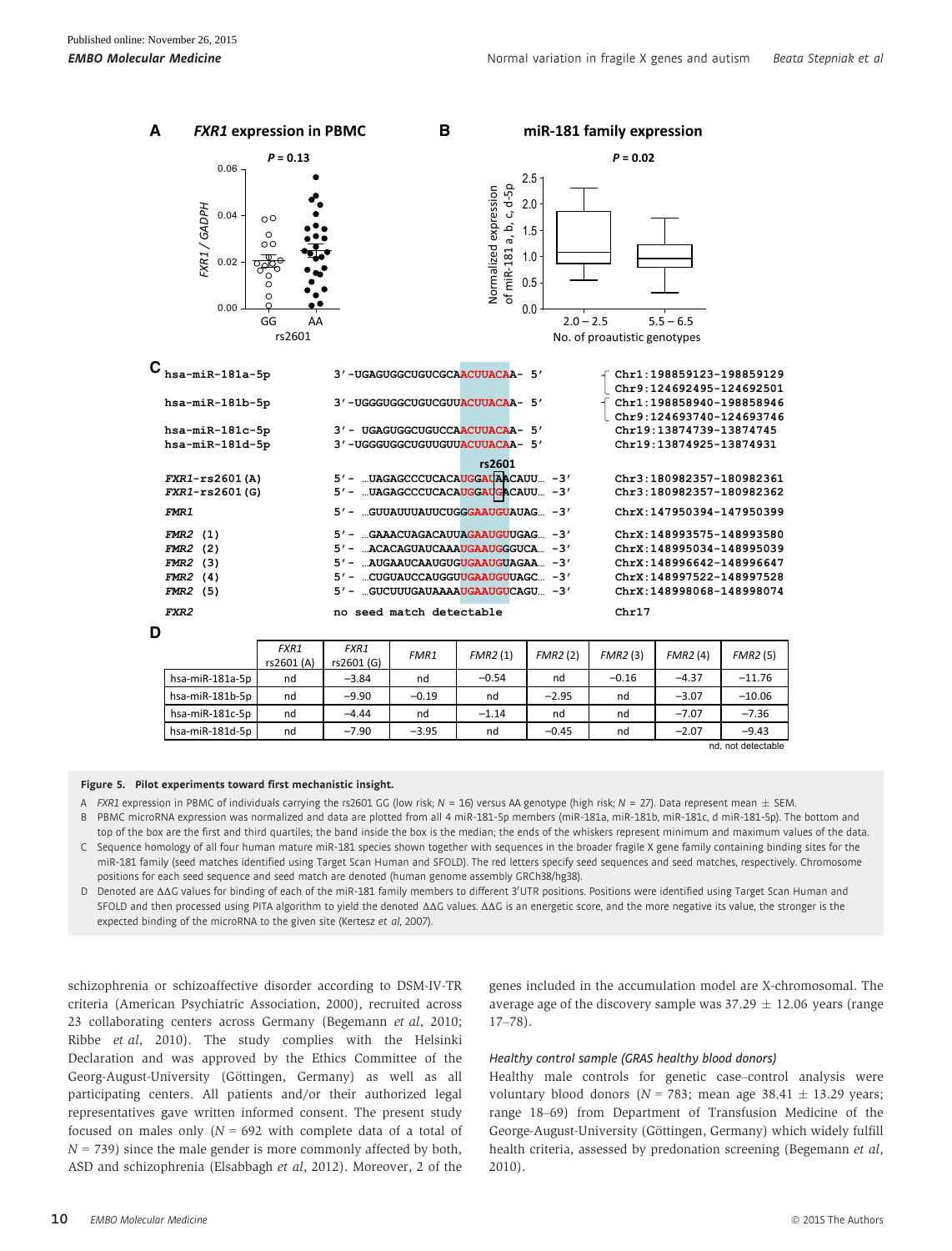**A** *FXR1* expression in PBMC — $P = 0.13$

**B** miR-181 family expression — $P = 0.02$

**C**

```
hsa-miR-181a-5p    3'-UGAGUGGCUGUCGCAACUUACAA- 5'     Chr1:198859123-198859129
                                                       Chr9:124692495-124692501
hsa-miR-181b-5p    3'-UGGGUGGCUGUCGUUACUUACAA- 5'     Chr1:198858940-198858946
                                                       Chr9:124693740-124693746
hsa-miR-181c-5p    3'- UGAGUGGCUGUCCAACUUACAA- 5'     Chr19:13874739-13874745
hsa-miR-181d-5p    3'-UGGGUGGCUGUUGUUACUUACAA- 5'     Chr19:13874925-13874931
                                   rs2601
FXR1-rs2601 (A)    5'- ...UAGAGCCCUCACAUGGAUAACAUU... -3'   Chr3:180982357-180982361
FXR1-rs2601 (G)    5'- ...UAGAGCCCUCACAUGGAUGACAUU... -3'   Chr3:180982357-180982362
FMR1               5'- ...GUUAUUUAUUCUGGGAAUGUAUAG... -3'   ChrX:147950394-147950399
FMR2 (1)           5'- ...GAAACUAGACAUUAGAAUGUUGAG... -3'   ChrX:148993575-148993580
FMR2 (2)           5'- ...ACACAGUAUCAAAUGAAUGGGUCA... -3'   ChrX:148995034-148995039
FMR2 (3)           5'- ...AUGAAUCAAUGUGUGAAUGUAGAA... -3'   ChrX:148996642-148996647
FMR2 (4)           5'- ...CUGUAUCCAUGGUUGAAUGUUAGC... -3'   ChrX:148997522-148997528
FMR2 (5)           5'- ...GUCUUUGAUAAAAUGAAUGUCAGU... -3'   ChrX:148998068-148998074
FXR2               no seed match detectable                  Chr17
```

**D**

| | *FXR1* rs2601 (A) | *FXR1* rs2601 (G) | *FMR1* | *FMR2* (1) | *FMR2* (2) | *FMR2* (3) | *FMR2* (4) | *FMR2* (5) |
|---|---|---|---|---|---|---|---|---|
| hsa-miR-181a-5p | nd | −3.84 | nd | −0.54 | nd | −0.16 | −4.37 | −11.76 |
| hsa-miR-181b-5p | nd | −9.90 | −0.19 | nd | −2.95 | nd | −3.07 | −10.06 |
| hsa-miR-181c-5p | nd | −4.44 | nd | −1.14 | nd | nd | −7.07 | −7.36 |
| hsa-miR-181d-5p | nd | −7.90 | −3.95 | nd | −0.45 | nd | −2.07 | −9.43 |

nd, not detectable

**Figure 5. Pilot experiments toward first mechanistic insight.**

A *FXR1* expression in PBMC of individuals carrying the rs2601 GG (low risk; $N = 16$) versus AA genotype (high risk; $N = 27$). Data represent mean ± SEM.

B PBMC microRNA expression was normalized and data are plotted from all 4 miR-181-5p members (miR-181a, miR-181b, miR-181c, d miR-181-5p). The bottom and top of the box are the first and third quartiles; the band inside the box is the median; the ends of the whiskers represent minimum and maximum values of the data.

C Sequence homology of all four human mature miR-181 species shown together with sequences in the broader fragile X gene family containing binding sites for the miR-181 family (seed matches identified using Target Scan Human and SFOLD). The red letters specify seed sequences and seed matches, respectively. Chromosome positions for each seed sequence and seed match are denoted (human genome assembly GRCh38/hg38).

D Denoted are ΔΔG values for binding of each of the miR-181 family members to different 3′UTR positions. Positions were identified using Target Scan Human and SFOLD and then processed using PITA algorithm to yield the denoted ΔΔG values. ΔΔG is an energetic score, and the more negative its value, the stronger is the expected binding of the microRNA to the given site (Kertesz *et al*, 2007).

schizophrenia or schizoaffective disorder according to DSM-IV-TR criteria (American Psychiatric Association, 2000), recruited across 23 collaborating centers across Germany (Begemann *et al*, 2010; Ribbe *et al*, 2010). The study complies with the Helsinki Declaration and was approved by the Ethics Committee of the Georg-August-University (Göttingen, Germany) as well as all participating centers. All patients and/or their authorized legal representatives gave written informed consent. The present study focused on males only ($N = 692$ with complete data of a total of $N = 739$) since the male gender is more commonly affected by both, ASD and schizophrenia (Elsabbagh *et al*, 2012). Moreover, 2 of the genes included in the accumulation model are X-chromosomal. The average age of the discovery sample was 37.29 ± 12.06 years (range 17–78).

### *Healthy control sample (GRAS healthy blood donors)*

Healthy male controls for genetic case–control analysis were voluntary blood donors ($N = 783$; mean age 38.41 ± 13.29 years; range 18–69) from Department of Transfusion Medicine of the George-August-University (Göttingen, Germany) which widely fulfill health criteria, assessed by predonation screening (Begemann *et al*, 2010).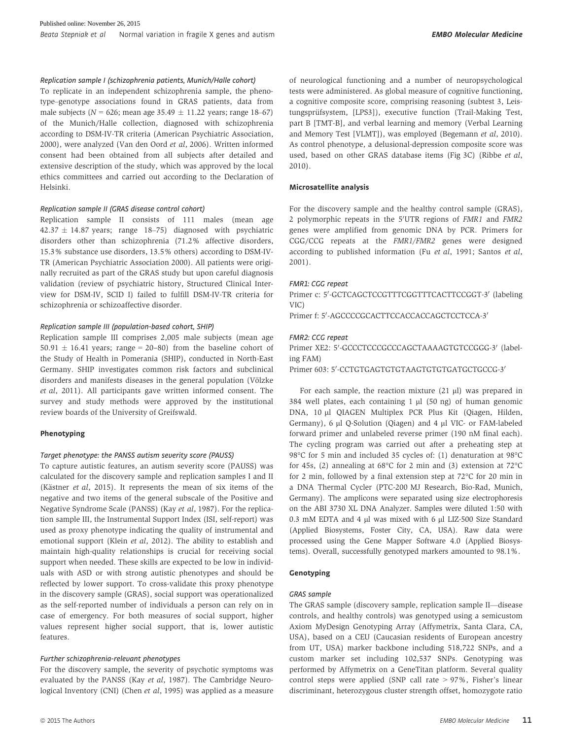#### Replication sample I (schizophrenia patients, Munich/Halle cohort)

To replicate in an independent schizophrenia sample, the phenotype–genotype associations found in GRAS patients, data from male subjects ($N = 626$; mean age $35.49 \pm 11.22$ years; range 18–67) of the Munich/Halle collection, diagnosed with schizophrenia according to DSM-IV-TR criteria (American Psychiatric Association, 2000), were analyzed (Van den Oord *et al*, 2006). Written informed consent had been obtained from all subjects after detailed and extensive description of the study, which was approved by the local ethics committees and carried out according to the Declaration of Helsinki.

#### Replication sample II (GRAS disease control cohort)

Replication sample II consists of 111 males (mean age $42.37 \pm 14.87$ years; range 18–75) diagnosed with psychiatric disorders other than schizophrenia (71.2% affective disorders, 15.3% substance use disorders, 13.5% others) according to DSM-IV-TR (American Psychiatric Association 2000). All patients were originally recruited as part of the GRAS study but upon careful diagnosis validation (review of psychiatric history, Structured Clinical Interview for DSM-IV, SCID I) failed to fulfill DSM-IV-TR criteria for schizophrenia or schizoaffective disorder.

#### Replication sample III (population-based cohort, SHIP)

Replication sample III comprises 2,005 male subjects (mean age $50.91 \pm 16.41$ years; range = 20–80) from the baseline cohort of the Study of Health in Pomerania (SHIP), conducted in North-East Germany. SHIP investigates common risk factors and subclinical disorders and manifests diseases in the general population (Völzke *et al*, 2011). All participants gave written informed consent. The survey and study methods were approved by the institutional review boards of the University of Greifswald.

### Phenotyping

#### Target phenotype: the PANSS autism severity score (PAUSS)

To capture autistic features, an autism severity score (PAUSS) was calculated for the discovery sample and replication samples I and II (Kästner *et al*, 2015). It represents the mean of six items of the negative and two items of the general subscale of the Positive and Negative Syndrome Scale (PANSS) (Kay *et al*, 1987). For the replication sample III, the Instrumental Support Index (ISI, self-report) was used as proxy phenotype indicating the quality of instrumental and emotional support (Klein *et al*, 2012). The ability to establish and maintain high-quality relationships is crucial for receiving social support when needed. These skills are expected to be low in individuals with ASD or with strong autistic phenotypes and should be reflected by lower support. To cross-validate this proxy phenotype in the discovery sample (GRAS), social support was operationalized as the self-reported number of individuals a person can rely on in case of emergency. For both measures of social support, higher values represent higher social support, that is, lower autistic features.

#### Further schizophrenia-relevant phenotypes

For the discovery sample, the severity of psychotic symptoms was evaluated by the PANSS (Kay *et al*, 1987). The Cambridge Neurological Inventory (CNI) (Chen *et al*, 1995) was applied as a measure of neurological functioning and a number of neuropsychological tests were administered. As global measure of cognitive functioning, a cognitive composite score, comprising reasoning (subtest 3, Leistungsprüfsystem, [LPS3]), executive function (Trail-Making Test, part B [TMT-B], and verbal learning and memory (Verbal Learning and Memory Test [VLMT]), was employed (Begemann *et al*, 2010). As control phenotype, a delusional-depression composite score was used, based on other GRAS database items (Fig 3C) (Ribbe *et al*, 2010).

### Microsatellite analysis

For the discovery sample and the healthy control sample (GRAS), 2 polymorphic repeats in the 5′UTR regions of *FMR1* and *FMR2* genes were amplified from genomic DNA by PCR. Primers for CGG/CCG repeats at the *FMR1/FMR2* genes were designed according to published information (Fu *et al*, 1991; Santos *et al*, 2001).

#### FMR1: CGG repeat

Primer c: 5′-GCTCAGCTCCGTTTCGGTTTCACTTCCGGT-3′ (labeling VIC)

Primer f: 5′-AGCCCCGCACTTCCACCACCAGCTCCTCCA-3′

#### FMR2: CCG repeat

Primer XE2: 5′-GCCCTCCCGCCCAGCTAAAAGTGTCCGGG-3′ (labeling FAM)

Primer 603: 5′-CCTGTGAGTGTGTAAGTGTGTGATGCTGCCG-3′

For each sample, the reaction mixture (21 µl) was prepared in 384 well plates, each containing 1 µl (50 ng) of human genomic DNA, 10 µl QIAGEN Multiplex PCR Plus Kit (Qiagen, Hilden, Germany), 6 µl Q-Solution (Qiagen) and 4 µl VIC- or FAM-labeled forward primer and unlabeled reverse primer (190 nM final each). The cycling program was carried out after a preheating step at 98°C for 5 min and included 35 cycles of: (1) denaturation at 98°C for 45s, (2) annealing at 68°C for 2 min and (3) extension at 72°C for 2 min, followed by a final extension step at 72°C for 20 min in a DNA Thermal Cycler (PTC-200 MJ Research, Bio-Rad, Munich, Germany). The amplicons were separated using size electrophoresis on the ABI 3730 XL DNA Analyzer. Samples were diluted 1:50 with 0.3 mM EDTA and 4 µl was mixed with 6 µl LIZ-500 Size Standard (Applied Biosystems, Foster City, CA, USA). Raw data were processed using the Gene Mapper Software 4.0 (Applied Biosystems). Overall, successfully genotyped markers amounted to 98.1%.

### Genotyping

#### GRAS sample

The GRAS sample (discovery sample, replication sample II—disease controls, and healthy controls) was genotyped using a semicustom Axiom MyDesign Genotyping Array (Affymetrix, Santa Clara, CA, USA), based on a CEU (Caucasian residents of European ancestry from UT, USA) marker backbone including 518,722 SNPs, and a custom marker set including 102,537 SNPs. Genotyping was performed by Affymetrix on a GeneTitan platform. Several quality control steps were applied (SNP call rate > 97%, Fisher's linear discriminant, heterozygous cluster strength offset, homozygote ratio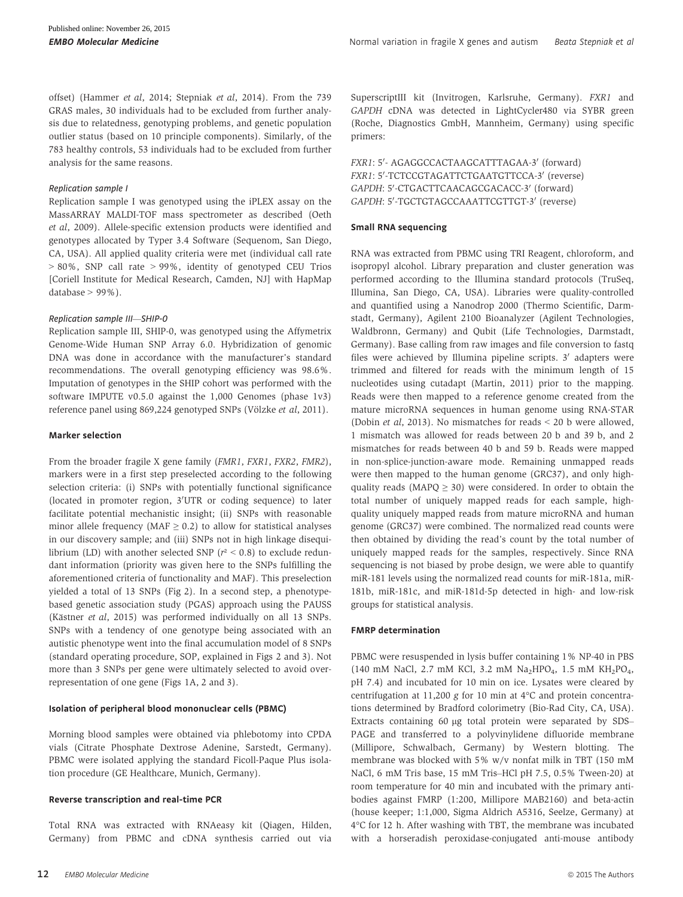offset) (Hammer *et al*, 2014; Stepniak *et al*, 2014). From the 739 GRAS males, 30 individuals had to be excluded from further analysis due to relatedness, genotyping problems, and genetic population outlier status (based on 10 principle components). Similarly, of the 783 healthy controls, 53 individuals had to be excluded from further analysis for the same reasons.

#### *Replication sample I*

Replication sample I was genotyped using the iPLEX assay on the MassARRAY MALDI-TOF mass spectrometer as described (Oeth *et al*, 2009). Allele-specific extension products were identified and genotypes allocated by Typer 3.4 Software (Sequenom, San Diego, CA, USA). All applied quality criteria were met (individual call rate > 80%, SNP call rate > 99%, identity of genotyped CEU Trios [Coriell Institute for Medical Research, Camden, NJ] with HapMap database > 99%).

#### *Replication sample III—SHIP-0*

Replication sample III, SHIP-0, was genotyped using the Affymetrix Genome-Wide Human SNP Array 6.0. Hybridization of genomic DNA was done in accordance with the manufacturer's standard recommendations. The overall genotyping efficiency was 98.6%. Imputation of genotypes in the SHIP cohort was performed with the software IMPUTE v0.5.0 against the 1,000 Genomes (phase 1v3) reference panel using 869,224 genotyped SNPs (Völzke *et al*, 2011).

### Marker selection

From the broader fragile X gene family (*FMR1*, *FXR1*, *FXR2*, *FMR2*), markers were in a first step preselected according to the following selection criteria: (i) SNPs with potentially functional significance (located in promoter region, 3′UTR or coding sequence) to later facilitate potential mechanistic insight; (ii) SNPs with reasonable minor allele frequency (MAF ≥ 0.2) to allow for statistical analyses in our discovery sample; and (iii) SNPs not in high linkage disequilibrium (LD) with another selected SNP ($r^2 < 0.8$) to exclude redundant information (priority was given here to the SNPs fulfilling the aforementioned criteria of functionality and MAF). This preselection yielded a total of 13 SNPs (Fig 2). In a second step, a phenotype-based genetic association study (PGAS) approach using the PAUSS (Kästner *et al*, 2015) was performed individually on all 13 SNPs. SNPs with a tendency of one genotype being associated with an autistic phenotype went into the final accumulation model of 8 SNPs (standard operating procedure, SOP, explained in Figs 2 and 3). Not more than 3 SNPs per gene were ultimately selected to avoid overrepresentation of one gene (Figs 1A, 2 and 3).

### Isolation of peripheral blood mononuclear cells (PBMC)

Morning blood samples were obtained via phlebotomy into CPDA vials (Citrate Phosphate Dextrose Adenine, Sarstedt, Germany). PBMC were isolated applying the standard Ficoll-Paque Plus isolation procedure (GE Healthcare, Munich, Germany).

### Reverse transcription and real-time PCR

Total RNA was extracted with RNAeasy kit (Qiagen, Hilden, Germany) from PBMC and cDNA synthesis carried out via SuperscriptIII kit (Invitrogen, Karlsruhe, Germany). *FXR1* and *GAPDH* cDNA was detected in LightCycler480 via SYBR green (Roche, Diagnostics GmbH, Mannheim, Germany) using specific primers:

*FXR1*: 5′- AGAGGCCACTAAGCATTTAGAA-3′ (forward)
*FXR1*: 5′-TCTCCGTAGATTCTGAATGTTCCA-3′ (reverse)
*GAPDH*: 5′-CTGACTTCAACAGCGACACC-3′ (forward)
*GAPDH*: 5′-TGCTGTAGCCAAATTCGTTGT-3′ (reverse)

### Small RNA sequencing

RNA was extracted from PBMC using TRI Reagent, chloroform, and isopropyl alcohol. Library preparation and cluster generation was performed according to the Illumina standard protocols (TruSeq, Illumina, San Diego, CA, USA). Libraries were quality-controlled and quantified using a Nanodrop 2000 (Thermo Scientific, Darmstadt, Germany), Agilent 2100 Bioanalyzer (Agilent Technologies, Waldbronn, Germany) and Qubit (Life Technologies, Darmstadt, Germany). Base calling from raw images and file conversion to fastq files were achieved by Illumina pipeline scripts. 3′ adapters were trimmed and filtered for reads with the minimum length of 15 nucleotides using cutadapt (Martin, 2011) prior to the mapping. Reads were then mapped to a reference genome created from the mature microRNA sequences in human genome using RNA-STAR (Dobin *et al*, 2013). No mismatches for reads < 20 b were allowed, 1 mismatch was allowed for reads between 20 b and 39 b, and 2 mismatches for reads between 40 b and 59 b. Reads were mapped in non-splice-junction-aware mode. Remaining unmapped reads were then mapped to the human genome (GRC37), and only high-quality reads (MAPQ ≥ 30) were considered. In order to obtain the total number of uniquely mapped reads for each sample, high-quality uniquely mapped reads from mature microRNA and human genome (GRC37) were combined. The normalized read counts were then obtained by dividing the read's count by the total number of uniquely mapped reads for the samples, respectively. Since RNA sequencing is not biased by probe design, we were able to quantify miR-181 levels using the normalized read counts for miR-181a, miR-181b, miR-181c, and miR-181d-5p detected in high- and low-risk groups for statistical analysis.

### FMRP determination

PBMC were resuspended in lysis buffer containing 1% NP-40 in PBS (140 mM NaCl, 2.7 mM KCl, 3.2 mM $Na_2HPO_4$, 1.5 mM $KH_2PO_4$, pH 7.4) and incubated for 10 min on ice. Lysates were cleared by centrifugation at 11,200 *g* for 10 min at 4°C and protein concentrations determined by Bradford colorimetry (Bio-Rad City, CA, USA). Extracts containing 60 µg total protein were separated by SDS–PAGE and transferred to a polyvinylidene difluoride membrane (Millipore, Schwalbach, Germany) by Western blotting. The membrane was blocked with 5% w/v nonfat milk in TBT (150 mM NaCl, 6 mM Tris base, 15 mM Tris–HCl pH 7.5, 0.5% Tween-20) at room temperature for 40 min and incubated with the primary antibodies against FMRP (1:200, Millipore MAB2160) and beta-actin (house keeper; 1:1,000, Sigma Aldrich A5316, Seelze, Germany) at 4°C for 12 h. After washing with TBT, the membrane was incubated with a horseradish peroxidase-conjugated anti-mouse antibody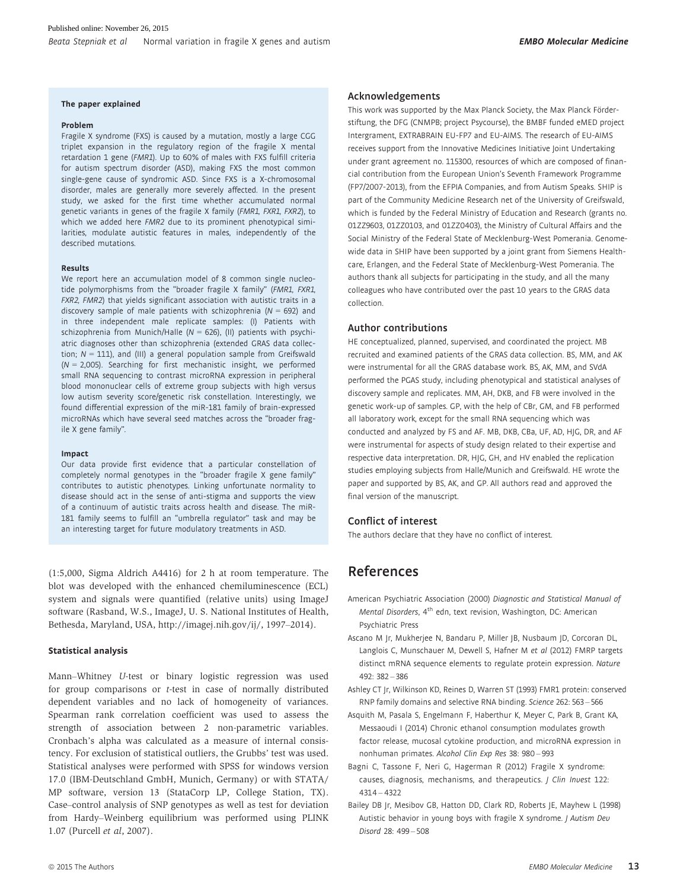### The paper explained

#### Problem

Fragile X syndrome (FXS) is caused by a mutation, mostly a large CGG triplet expansion in the regulatory region of the fragile X mental retardation 1 gene (*FMR1*). Up to 60% of males with FXS fulfill criteria for autism spectrum disorder (ASD), making FXS the most common single-gene cause of syndromic ASD. Since FXS is a X-chromosomal disorder, males are generally more severely affected. In the present study, we asked for the first time whether accumulated normal genetic variants in genes of the fragile X family (*FMR1*, *FXR1*, *FXR2*), to which we added here *FMR2* due to its prominent phenotypical similarities, modulate autistic features in males, independently of the described mutations.

#### Results

We report here an accumulation model of 8 common single nucleotide polymorphisms from the "broader fragile X family" (*FMR1*, *FXR1*, *FXR2*, *FMR2*) that yields significant association with autistic traits in a discovery sample of male patients with schizophrenia ($N = 692$) and in three independent male replicate samples: (I) Patients with schizophrenia from Munich/Halle ($N = 626$), (II) patients with psychiatric diagnoses other than schizophrenia (extended GRAS data collection; $N = 111$), and (III) a general population sample from Greifswald ($N = 2{,}005$). Searching for first mechanistic insight, we performed small RNA sequencing to contrast microRNA expression in peripheral blood mononuclear cells of extreme group subjects with high versus low autism severity score/genetic risk constellation. Interestingly, we found differential expression of the miR-181 family of brain-expressed microRNAs which have several seed matches across the "broader fragile X gene family".

#### Impact

Our data provide first evidence that a particular constellation of completely normal genotypes in the "broader fragile X gene family" contributes to autistic phenotypes. Linking unfortunate normality to disease should act in the sense of anti-stigma and supports the view of a continuum of autistic traits across health and disease. The miR-181 family seems to fulfill an "umbrella regulator" task and may be an interesting target for future modulatory treatments in ASD.

(1:5,000, Sigma Aldrich A4416) for 2 h at room temperature. The blot was developed with the enhanced chemiluminescence (ECL) system and signals were quantified (relative units) using ImageJ software (Rasband, W.S., ImageJ, U. S. National Institutes of Health, Bethesda, Maryland, USA, http://imagej.nih.gov/ij/, 1997–2014).

### Statistical analysis

Mann–Whitney *U*-test or binary logistic regression was used for group comparisons or *t*-test in case of normally distributed dependent variables and no lack of homogeneity of variances. Spearman rank correlation coefficient was used to assess the strength of association between 2 non-parametric variables. Cronbach's alpha was calculated as a measure of internal consistency. For exclusion of statistical outliers, the Grubbs' test was used. Statistical analyses were performed with SPSS for windows version 17.0 (IBM-Deutschland GmbH, Munich, Germany) or with STATA/MP software, version 13 (StataCorp LP, College Station, TX). Case–control analysis of SNP genotypes as well as test for deviation from Hardy–Weinberg equilibrium was performed using PLINK 1.07 (Purcell *et al*, 2007).

## Acknowledgements

This work was supported by the Max Planck Society, the Max Planck Förderstiftung, the DFG (CNMPB; project Psycourse), the BMBF funded eMED project Intergrament, EXTRABRAIN EU-FP7 and EU-AIMS. The research of EU-AIMS receives support from the Innovative Medicines Initiative Joint Undertaking under grant agreement no. 115300, resources of which are composed of financial contribution from the European Union's Seventh Framework Programme (FP7/2007-2013), from the EFPIA Companies, and from Autism Speaks. SHIP is part of the Community Medicine Research net of the University of Greifswald, which is funded by the Federal Ministry of Education and Research (grants no. 01ZZ9603, 01ZZ0103, and 01ZZ0403), the Ministry of Cultural Affairs and the Social Ministry of the Federal State of Mecklenburg-West Pomerania. Genome-wide data in SHIP have been supported by a joint grant from Siemens Healthcare, Erlangen, and the Federal State of Mecklenburg-West Pomerania. The authors thank all subjects for participating in the study, and all the many colleagues who have contributed over the past 10 years to the GRAS data collection.

## Author contributions

HE conceptualized, planned, supervised, and coordinated the project. MB recruited and examined patients of the GRAS data collection. BS, MM, and AK were instrumental for all the GRAS database work. BS, AK, MM, and SVdA performed the PGAS study, including phenotypical and statistical analyses of discovery sample and replicates. MM, AH, DKB, and FB were involved in the genetic work-up of samples. GP, with the help of CBr, GM, and FB performed all laboratory work, except for the small RNA sequencing which was conducted and analyzed by FS and AF. MB, DKB, CBa, UF, AD, HJG, DR, and AF were instrumental for aspects of study design related to their expertise and respective data interpretation. DR, HJG, GH, and HV enabled the replication studies employing subjects from Halle/Munich and Greifswald. HE wrote the paper and supported by BS, AK, and GP. All authors read and approved the final version of the manuscript.

## Conflict of interest

The authors declare that they have no conflict of interest.

# References

American Psychiatric Association (2000) *Diagnostic and Statistical Manual of Mental Disorders*, 4th edn, text revision, Washington, DC: American Psychiatric Press

Ascano M Jr, Mukherjee N, Bandaru P, Miller JB, Nusbaum JD, Corcoran DL, Langlois C, Munschauer M, Dewell S, Hafner M *et al* (2012) FMRP targets distinct mRNA sequence elements to regulate protein expression. *Nature* 492: 382 – 386

Ashley CT Jr, Wilkinson KD, Reines D, Warren ST (1993) FMR1 protein: conserved RNP family domains and selective RNA binding. *Science* 262: 563 – 566

Asquith M, Pasala S, Engelmann F, Haberthur K, Meyer C, Park B, Grant KA, Messaoudi I (2014) Chronic ethanol consumption modulates growth factor release, mucosal cytokine production, and microRNA expression in nonhuman primates. *Alcohol Clin Exp Res* 38: 980 – 993

Bagni C, Tassone F, Neri G, Hagerman R (2012) Fragile X syndrome: causes, diagnosis, mechanisms, and therapeutics. *J Clin Invest* 122: 4314 – 4322

Bailey DB Jr, Mesibov GB, Hatton DD, Clark RD, Roberts JE, Mayhew L (1998) Autistic behavior in young boys with fragile X syndrome. *J Autism Dev Disord* 28: 499 – 508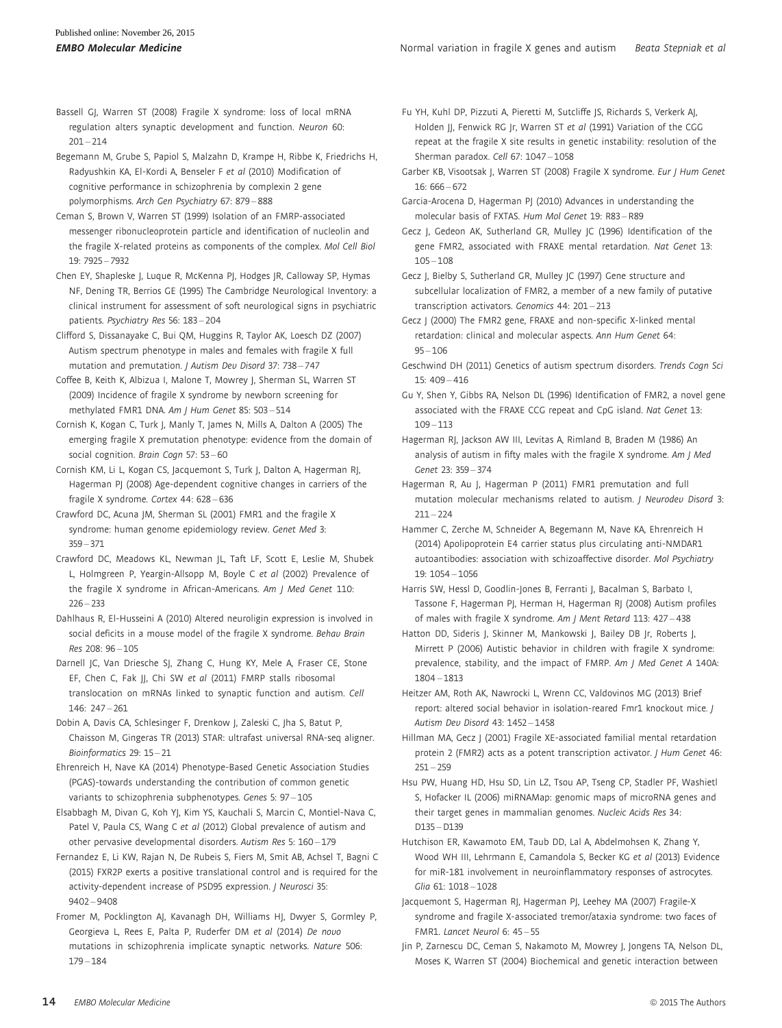Bassell GJ, Warren ST (2008) Fragile X syndrome: loss of local mRNA regulation alters synaptic development and function. *Neuron* 60: 201 – 214

Begemann M, Grube S, Papiol S, Malzahn D, Krampe H, Ribbe K, Friedrichs H, Radyushkin KA, El-Kordi A, Benseler F *et al* (2010) Modification of cognitive performance in schizophrenia by complexin 2 gene polymorphisms. *Arch Gen Psychiatry* 67: 879 – 888

Ceman S, Brown V, Warren ST (1999) Isolation of an FMRP-associated messenger ribonucleoprotein particle and identification of nucleolin and the fragile X-related proteins as components of the complex. *Mol Cell Biol* 19: 7925 – 7932

Chen EY, Shapleske J, Luque R, McKenna PJ, Hodges JR, Calloway SP, Hymas NF, Dening TR, Berrios GE (1995) The Cambridge Neurological Inventory: a clinical instrument for assessment of soft neurological signs in psychiatric patients. *Psychiatry Res* 56: 183 – 204

Clifford S, Dissanayake C, Bui QM, Huggins R, Taylor AK, Loesch DZ (2007) Autism spectrum phenotype in males and females with fragile X full mutation and premutation. *J Autism Dev Disord* 37: 738 – 747

Coffee B, Keith K, Albizua I, Malone T, Mowrey J, Sherman SL, Warren ST (2009) Incidence of fragile X syndrome by newborn screening for methylated FMR1 DNA. *Am J Hum Genet* 85: 503 – 514

Cornish K, Kogan C, Turk J, Manly T, James N, Mills A, Dalton A (2005) The emerging fragile X premutation phenotype: evidence from the domain of social cognition. *Brain Cogn* 57: 53 – 60

Cornish KM, Li L, Kogan CS, Jacquemont S, Turk J, Dalton A, Hagerman RJ, Hagerman PJ (2008) Age-dependent cognitive changes in carriers of the fragile X syndrome. *Cortex* 44: 628 – 636

Crawford DC, Acuna JM, Sherman SL (2001) FMR1 and the fragile X syndrome: human genome epidemiology review. *Genet Med* 3: 359 – 371

Crawford DC, Meadows KL, Newman JL, Taft LF, Scott E, Leslie M, Shubek L, Holmgreen P, Yeargin-Allsopp M, Boyle C *et al* (2002) Prevalence of the fragile X syndrome in African-Americans. *Am J Med Genet* 110: 226 – 233

Dahlhaus R, El-Husseini A (2010) Altered neuroligin expression is involved in social deficits in a mouse model of the fragile X syndrome. *Behav Brain Res* 208: 96 – 105

Darnell JC, Van Driesche SJ, Zhang C, Hung KY, Mele A, Fraser CE, Stone EF, Chen C, Fak JJ, Chi SW *et al* (2011) FMRP stalls ribosomal translocation on mRNAs linked to synaptic function and autism. *Cell* 146: 247 – 261

Dobin A, Davis CA, Schlesinger F, Drenkow J, Zaleski C, Jha S, Batut P, Chaisson M, Gingeras TR (2013) STAR: ultrafast universal RNA-seq aligner. *Bioinformatics* 29: 15 – 21

Ehrenreich H, Nave KA (2014) Phenotype-Based Genetic Association Studies (PGAS)-towards understanding the contribution of common genetic variants to schizophrenia subphenotypes. *Genes* 5: 97 – 105

Elsabbagh M, Divan G, Koh YJ, Kim YS, Kauchali S, Marcin C, Montiel-Nava C, Patel V, Paula CS, Wang C *et al* (2012) Global prevalence of autism and other pervasive developmental disorders. *Autism Res* 5: 160 – 179

Fernandez E, Li KW, Rajan N, De Rubeis S, Fiers M, Smit AB, Achsel T, Bagni C (2015) FXR2P exerts a positive translational control and is required for the activity-dependent increase of PSD95 expression. *J Neurosci* 35: 9402 – 9408

Fromer M, Pocklington AJ, Kavanagh DH, Williams HJ, Dwyer S, Gormley P, Georgieva L, Rees E, Palta P, Ruderfer DM *et al* (2014) *De novo* mutations in schizophrenia implicate synaptic networks. *Nature* 506: 179 – 184

Fu YH, Kuhl DP, Pizzuti A, Pieretti M, Sutcliffe JS, Richards S, Verkerk AJ, Holden JJ, Fenwick RG Jr, Warren ST *et al* (1991) Variation of the CGG repeat at the fragile X site results in genetic instability: resolution of the Sherman paradox. *Cell* 67: 1047 – 1058

Garber KB, Visootsak J, Warren ST (2008) Fragile X syndrome. *Eur J Hum Genet* 16: 666 – 672

Garcia-Arocena D, Hagerman PJ (2010) Advances in understanding the molecular basis of FXTAS. *Hum Mol Genet* 19: R83 – R89

Gecz J, Gedeon AK, Sutherland GR, Mulley JC (1996) Identification of the gene FMR2, associated with FRAXE mental retardation. *Nat Genet* 13: 105 – 108

Gecz J, Bielby S, Sutherland GR, Mulley JC (1997) Gene structure and subcellular localization of FMR2, a member of a new family of putative transcription activators. *Genomics* 44: 201 – 213

Gecz J (2000) The FMR2 gene, FRAXE and non-specific X-linked mental retardation: clinical and molecular aspects. *Ann Hum Genet* 64: 95 – 106

Geschwind DH (2011) Genetics of autism spectrum disorders. *Trends Cogn Sci* 15: 409 – 416

Gu Y, Shen Y, Gibbs RA, Nelson DL (1996) Identification of FMR2, a novel gene associated with the FRAXE CCG repeat and CpG island. *Nat Genet* 13: 109 – 113

Hagerman RJ, Jackson AW III, Levitas A, Rimland B, Braden M (1986) An analysis of autism in fifty males with the fragile X syndrome. *Am J Med Genet* 23: 359 – 374

Hagerman R, Au J, Hagerman P (2011) FMR1 premutation and full mutation molecular mechanisms related to autism. *J Neurodev Disord* 3: 211 – 224

Hammer C, Zerche M, Schneider A, Begemann M, Nave KA, Ehrenreich H (2014) Apolipoprotein E4 carrier status plus circulating anti-NMDAR1 autoantibodies: association with schizoaffective disorder. *Mol Psychiatry* 19: 1054 – 1056

Harris SW, Hessl D, Goodlin-Jones B, Ferranti J, Bacalman S, Barbato I, Tassone F, Hagerman PJ, Herman H, Hagerman RJ (2008) Autism profiles of males with fragile X syndrome. *Am J Ment Retard* 113: 427 – 438

Hatton DD, Sideris J, Skinner M, Mankowski J, Bailey DB Jr, Roberts J, Mirrett P (2006) Autistic behavior in children with fragile X syndrome: prevalence, stability, and the impact of FMRP. *Am J Med Genet A* 140A: 1804 – 1813

Heitzer AM, Roth AK, Nawrocki L, Wrenn CC, Valdovinos MG (2013) Brief report: altered social behavior in isolation-reared Fmr1 knockout mice. *J Autism Dev Disord* 43: 1452 – 1458

Hillman MA, Gecz J (2001) Fragile XE-associated familial mental retardation protein 2 (FMR2) acts as a potent transcription activator. *J Hum Genet* 46: 251 – 259

Hsu PW, Huang HD, Hsu SD, Lin LZ, Tsou AP, Tseng CP, Stadler PF, Washietl S, Hofacker IL (2006) miRNAMap: genomic maps of microRNA genes and their target genes in mammalian genomes. *Nucleic Acids Res* 34: D135 – D139

Hutchison ER, Kawamoto EM, Taub DD, Lal A, Abdelmohsen K, Zhang Y, Wood WH III, Lehrmann E, Camandola S, Becker KG *et al* (2013) Evidence for miR-181 involvement in neuroinflammatory responses of astrocytes. *Glia* 61: 1018 – 1028

Jacquemont S, Hagerman RJ, Hagerman PJ, Leehey MA (2007) Fragile-X syndrome and fragile X-associated tremor/ataxia syndrome: two faces of FMR1. *Lancet Neurol* 6: 45 – 55

Jin P, Zarnescu DC, Ceman S, Nakamoto M, Mowrey J, Jongens TA, Nelson DL, Moses K, Warren ST (2004) Biochemical and genetic interaction between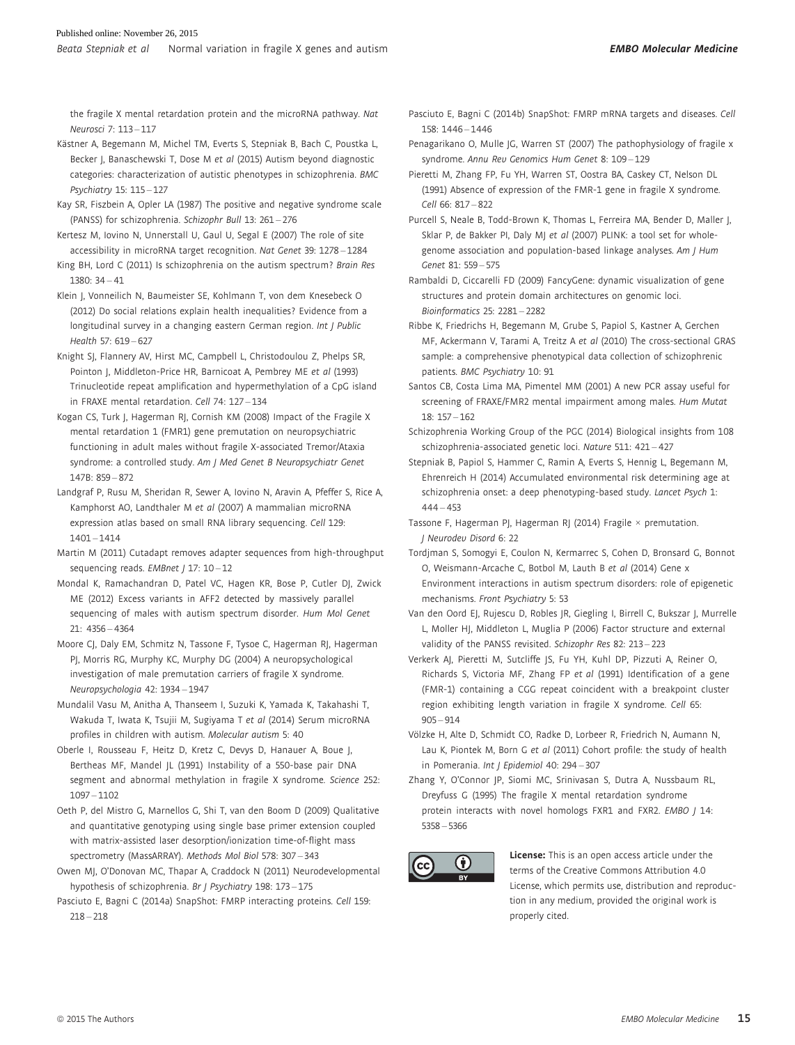the fragile X mental retardation protein and the microRNA pathway. *Nat Neurosci* 7: 113 – 117

Kästner A, Begemann M, Michel TM, Everts S, Stepniak B, Bach C, Poustka L, Becker J, Banaschewski T, Dose M *et al* (2015) Autism beyond diagnostic categories: characterization of autistic phenotypes in schizophrenia. *BMC Psychiatry* 15: 115 – 127

Kay SR, Fiszbein A, Opler LA (1987) The positive and negative syndrome scale (PANSS) for schizophrenia. *Schizophr Bull* 13: 261 – 276

Kertesz M, Iovino N, Unnerstall U, Gaul U, Segal E (2007) The role of site accessibility in microRNA target recognition. *Nat Genet* 39: 1278 – 1284

King BH, Lord C (2011) Is schizophrenia on the autism spectrum? *Brain Res* 1380: 34 – 41

Klein J, Vonneilich N, Baumeister SE, Kohlmann T, von dem Knesebeck O (2012) Do social relations explain health inequalities? Evidence from a longitudinal survey in a changing eastern German region. *Int J Public Health* 57: 619 – 627

Knight SJ, Flannery AV, Hirst MC, Campbell L, Christodoulou Z, Phelps SR, Pointon J, Middleton-Price HR, Barnicoat A, Pembrey ME *et al* (1993) Trinucleotide repeat amplification and hypermethylation of a CpG island in FRAXE mental retardation. *Cell* 74: 127 – 134

Kogan CS, Turk J, Hagerman RJ, Cornish KM (2008) Impact of the Fragile X mental retardation 1 (FMR1) gene premutation on neuropsychiatric functioning in adult males without fragile X-associated Tremor/Ataxia syndrome: a controlled study. *Am J Med Genet B Neuropsychiatr Genet* 147B: 859 – 872

Landgraf P, Rusu M, Sheridan R, Sewer A, Iovino N, Aravin A, Pfeffer S, Rice A, Kamphorst AO, Landthaler M *et al* (2007) A mammalian microRNA expression atlas based on small RNA library sequencing. *Cell* 129: 1401 – 1414

Martin M (2011) Cutadapt removes adapter sequences from high-throughput sequencing reads. *EMBnet J* 17: 10 – 12

Mondal K, Ramachandran D, Patel VC, Hagen KR, Bose P, Cutler DJ, Zwick ME (2012) Excess variants in AFF2 detected by massively parallel sequencing of males with autism spectrum disorder. *Hum Mol Genet* 21: 4356 – 4364

Moore CJ, Daly EM, Schmitz N, Tassone F, Tysoe C, Hagerman RJ, Hagerman PJ, Morris RG, Murphy KC, Murphy DG (2004) A neuropsychological investigation of male premutation carriers of fragile X syndrome. *Neuropsychologia* 42: 1934 – 1947

Mundalil Vasu M, Anitha A, Thanseem I, Suzuki K, Yamada K, Takahashi T, Wakuda T, Iwata K, Tsujii M, Sugiyama T *et al* (2014) Serum microRNA profiles in children with autism. *Molecular autism* 5: 40

Oberle I, Rousseau F, Heitz D, Kretz C, Devys D, Hanauer A, Boue J, Bertheas MF, Mandel JL (1991) Instability of a 550-base pair DNA segment and abnormal methylation in fragile X syndrome. *Science* 252: 1097 – 1102

Oeth P, del Mistro G, Marnellos G, Shi T, van den Boom D (2009) Qualitative and quantitative genotyping using single base primer extension coupled with matrix-assisted laser desorption/ionization time-of-flight mass spectrometry (MassARRAY). *Methods Mol Biol* 578: 307 – 343

Owen MJ, O'Donovan MC, Thapar A, Craddock N (2011) Neurodevelopmental hypothesis of schizophrenia. *Br J Psychiatry* 198: 173 – 175

Pasciuto E, Bagni C (2014a) SnapShot: FMRP interacting proteins. *Cell* 159: 218 – 218

Pasciuto E, Bagni C (2014b) SnapShot: FMRP mRNA targets and diseases. *Cell* 158: 1446 – 1446

Penagarikano O, Mulle JG, Warren ST (2007) The pathophysiology of fragile x syndrome. *Annu Rev Genomics Hum Genet* 8: 109 – 129

Pieretti M, Zhang FP, Fu YH, Warren ST, Oostra BA, Caskey CT, Nelson DL (1991) Absence of expression of the FMR-1 gene in fragile X syndrome. *Cell* 66: 817 – 822

Purcell S, Neale B, Todd-Brown K, Thomas L, Ferreira MA, Bender D, Maller J, Sklar P, de Bakker PI, Daly MJ *et al* (2007) PLINK: a tool set for whole-genome association and population-based linkage analyses. *Am J Hum Genet* 81: 559 – 575

Rambaldi D, Ciccarelli FD (2009) FancyGene: dynamic visualization of gene structures and protein domain architectures on genomic loci. *Bioinformatics* 25: 2281 – 2282

Ribbe K, Friedrichs H, Begemann M, Grube S, Papiol S, Kastner A, Gerchen MF, Ackermann V, Tarami A, Treitz A *et al* (2010) The cross-sectional GRAS sample: a comprehensive phenotypical data collection of schizophrenic patients. *BMC Psychiatry* 10: 91

Santos CB, Costa Lima MA, Pimentel MM (2001) A new PCR assay useful for screening of FRAXE/FMR2 mental impairment among males. *Hum Mutat* 18: 157 – 162

Schizophrenia Working Group of the PGC (2014) Biological insights from 108 schizophrenia-associated genetic loci. *Nature* 511: 421 – 427

Stepniak B, Papiol S, Hammer C, Ramin A, Everts S, Hennig L, Begemann M, Ehrenreich H (2014) Accumulated environmental risk determining age at schizophrenia onset: a deep phenotyping-based study. *Lancet Psych* 1: 444 – 453

Tassone F, Hagerman PJ, Hagerman RJ (2014) Fragile × premutation. *J Neurodev Disord* 6: 22

Tordjman S, Somogyi E, Coulon N, Kermarrec S, Cohen D, Bronsard G, Bonnot O, Weismann-Arcache C, Botbol M, Lauth B *et al* (2014) Gene x Environment interactions in autism spectrum disorders: role of epigenetic mechanisms. *Front Psychiatry* 5: 53

Van den Oord EJ, Rujescu D, Robles JR, Giegling I, Birrell C, Bukszar J, Murrelle L, Moller HJ, Middleton L, Muglia P (2006) Factor structure and external validity of the PANSS revisited. *Schizophr Res* 82: 213 – 223

Verkerk AJ, Pieretti M, Sutcliffe JS, Fu YH, Kuhl DP, Pizzuti A, Reiner O, Richards S, Victoria MF, Zhang FP *et al* (1991) Identification of a gene (FMR-1) containing a CGG repeat coincident with a breakpoint cluster region exhibiting length variation in fragile X syndrome. *Cell* 65: 905 – 914

Völzke H, Alte D, Schmidt CO, Radke D, Lorbeer R, Friedrich N, Aumann N, Lau K, Piontek M, Born G *et al* (2011) Cohort profile: the study of health in Pomerania. *Int J Epidemiol* 40: 294 – 307

Zhang Y, O'Connor JP, Siomi MC, Srinivasan S, Dutra A, Nussbaum RL, Dreyfuss G (1995) The fragile X mental retardation syndrome protein interacts with novel homologs FXR1 and FXR2. *EMBO J* 14: 5358 – 5366

**License:** This is an open access article under the terms of the Creative Commons Attribution 4.0 License, which permits use, distribution and reproduction in any medium, provided the original work is properly cited.